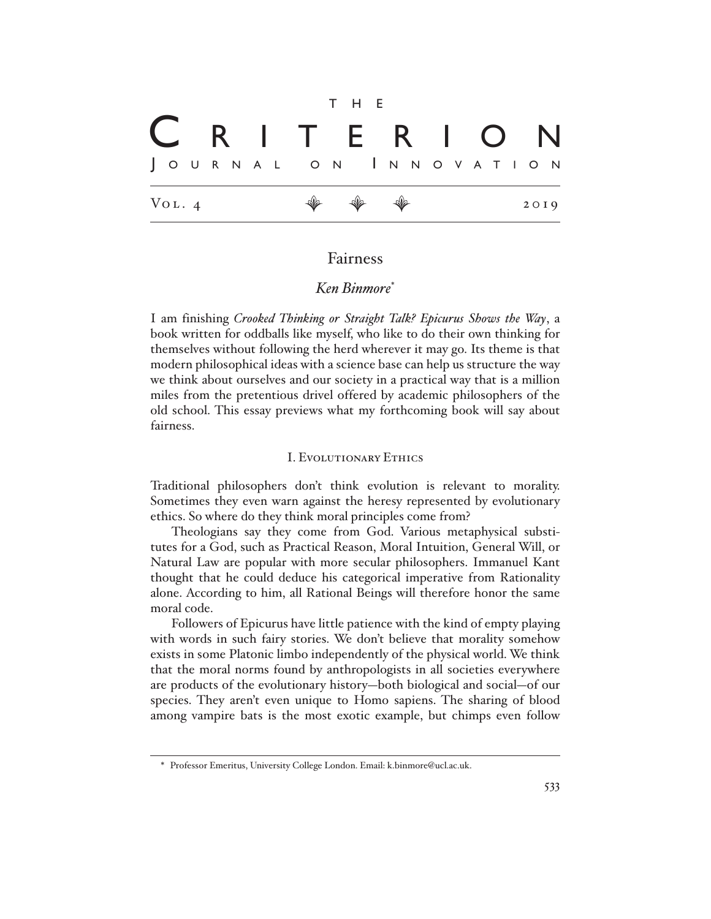# Fairness

## *Ken Binmore*[*]

I am finishing *Crooked Thinking or Straight Talk? Epicurus Shows the Way*, a book written for oddballs like myself, who like to do their own thinking for themselves without following the herd wherever it may go. Its theme is that modern philosophical ideas with a science base can help us structure the way we think about ourselves and our society in a practical way that is a million miles from the pretentious drivel offered by academic philosophers of the old school. This essay previews what my forthcoming book will say about fairness.

### I. Evolutionary Ethics

Traditional philosophers don't think evolution is relevant to morality. Sometimes they even warn against the heresy represented by evolutionary ethics. So where do they think moral principles come from?

Theologians say they come from God. Various metaphysical substitutes for a God, such as Practical Reason, Moral Intuition, General Will, or Natural Law are popular with more secular philosophers. Immanuel Kant thought that he could deduce his categorical imperative from Rationality alone. According to him, all Rational Beings will therefore honor the same moral code.

Followers of Epicurus have little patience with the kind of empty playing with words in such fairy stories. We don't believe that morality somehow exists in some Platonic limbo independently of the physical world. We think that the moral norms found by anthropologists in all societies everywhere are products of the evolutionary history—both biological and social—of our species. They aren't even unique to Homo sapiens. The sharing of blood among vampire bats is the most exotic example, but chimps even follow

[*] Professor Emeritus, University College London. Email: k.binmore@ucl.ac.uk.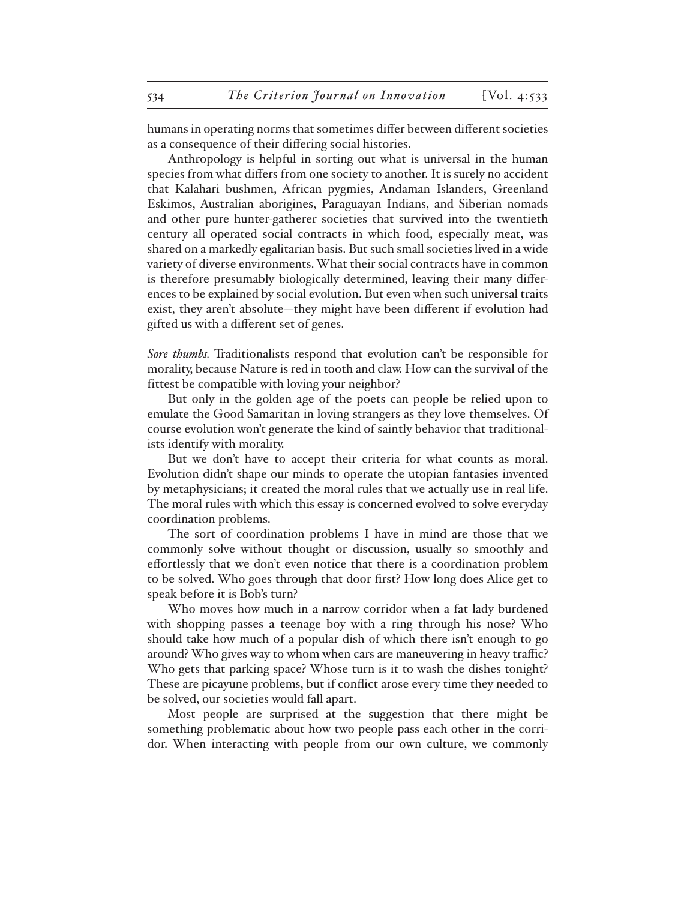humans in operating norms that sometimes differ between different societies as a consequence of their differing social histories.

Anthropology is helpful in sorting out what is universal in the human species from what differs from one society to another. It is surely no accident that Kalahari bushmen, African pygmies, Andaman Islanders, Greenland Eskimos, Australian aborigines, Paraguayan Indians, and Siberian nomads and other pure hunter-gatherer societies that survived into the twentieth century all operated social contracts in which food, especially meat, was shared on a markedly egalitarian basis. But such small societies lived in a wide variety of diverse environments. What their social contracts have in common is therefore presumably biologically determined, leaving their many differences to be explained by social evolution. But even when such universal traits exist, they aren't absolute—they might have been different if evolution had gifted us with a different set of genes.

*Sore thumbs.* Traditionalists respond that evolution can't be responsible for morality, because Nature is red in tooth and claw. How can the survival of the fittest be compatible with loving your neighbor?

But only in the golden age of the poets can people be relied upon to emulate the Good Samaritan in loving strangers as they love themselves. Of course evolution won't generate the kind of saintly behavior that traditionalists identify with morality.

But we don't have to accept their criteria for what counts as moral. Evolution didn't shape our minds to operate the utopian fantasies invented by metaphysicians; it created the moral rules that we actually use in real life. The moral rules with which this essay is concerned evolved to solve everyday coordination problems.

The sort of coordination problems I have in mind are those that we commonly solve without thought or discussion, usually so smoothly and effortlessly that we don't even notice that there is a coordination problem to be solved. Who goes through that door first? How long does Alice get to speak before it is Bob's turn?

Who moves how much in a narrow corridor when a fat lady burdened with shopping passes a teenage boy with a ring through his nose? Who should take how much of a popular dish of which there isn't enough to go around? Who gives way to whom when cars are maneuvering in heavy traffic? Who gets that parking space? Whose turn is it to wash the dishes tonight? These are picayune problems, but if conflict arose every time they needed to be solved, our societies would fall apart.

Most people are surprised at the suggestion that there might be something problematic about how two people pass each other in the corridor. When interacting with people from our own culture, we commonly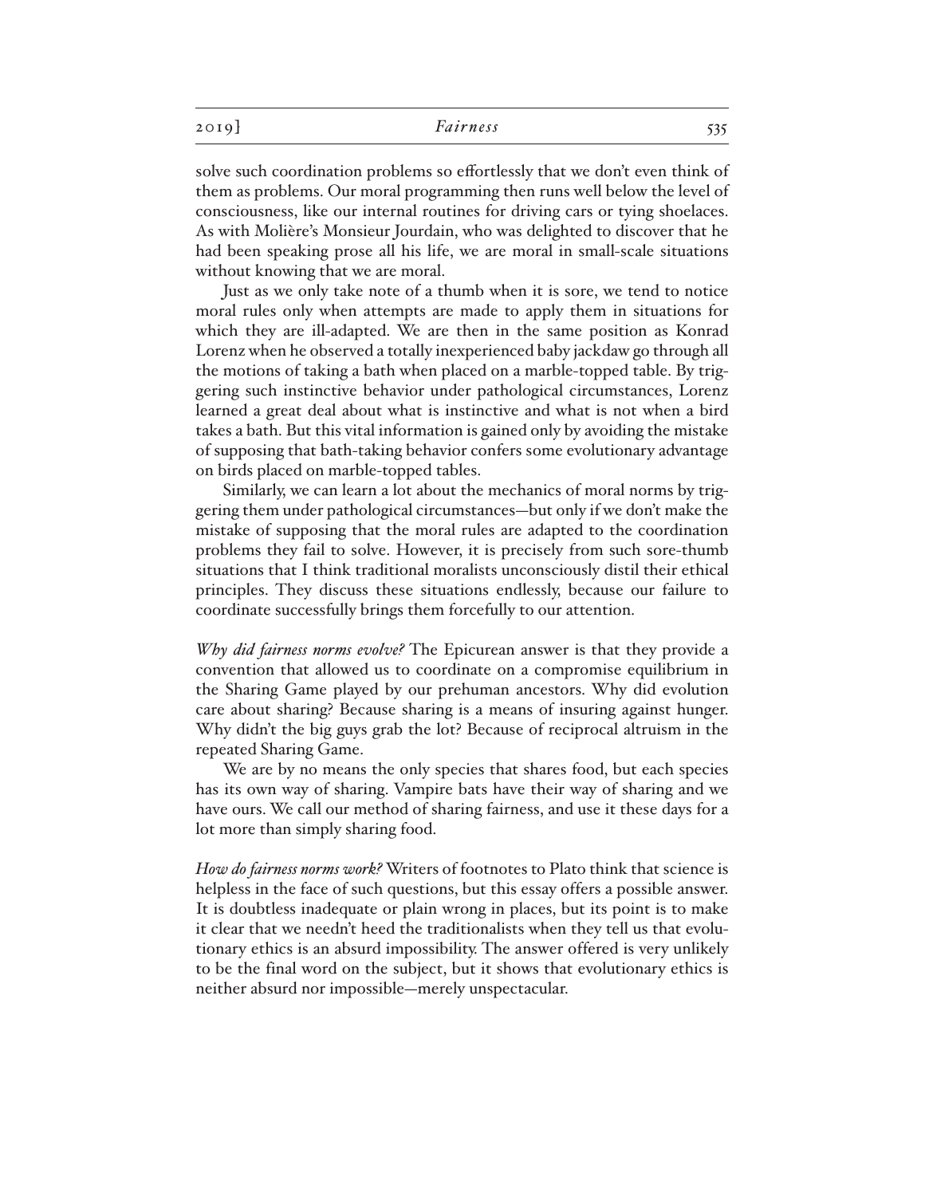solve such coordination problems so effortlessly that we don't even think of them as problems. Our moral programming then runs well below the level of consciousness, like our internal routines for driving cars or tying shoelaces. As with Molière's Monsieur Jourdain, who was delighted to discover that he had been speaking prose all his life, we are moral in small-scale situations without knowing that we are moral.

Just as we only take note of a thumb when it is sore, we tend to notice moral rules only when attempts are made to apply them in situations for which they are ill-adapted. We are then in the same position as Konrad Lorenz when he observed a totally inexperienced baby jackdaw go through all the motions of taking a bath when placed on a marble-topped table. By triggering such instinctive behavior under pathological circumstances, Lorenz learned a great deal about what is instinctive and what is not when a bird takes a bath. But this vital information is gained only by avoiding the mistake of supposing that bath-taking behavior confers some evolutionary advantage on birds placed on marble-topped tables.

Similarly, we can learn a lot about the mechanics of moral norms by triggering them under pathological circumstances—but only if we don't make the mistake of supposing that the moral rules are adapted to the coordination problems they fail to solve. However, it is precisely from such sore-thumb situations that I think traditional moralists unconsciously distil their ethical principles. They discuss these situations endlessly, because our failure to coordinate successfully brings them forcefully to our attention.

*Why did fairness norms evolve?* The Epicurean answer is that they provide a convention that allowed us to coordinate on a compromise equilibrium in the Sharing Game played by our prehuman ancestors. Why did evolution care about sharing? Because sharing is a means of insuring against hunger. Why didn't the big guys grab the lot? Because of reciprocal altruism in the repeated Sharing Game.

We are by no means the only species that shares food, but each species has its own way of sharing. Vampire bats have their way of sharing and we have ours. We call our method of sharing fairness, and use it these days for a lot more than simply sharing food.

*How do fairness norms work?* Writers of footnotes to Plato think that science is helpless in the face of such questions, but this essay offers a possible answer. It is doubtless inadequate or plain wrong in places, but its point is to make it clear that we needn't heed the traditionalists when they tell us that evolutionary ethics is an absurd impossibility. The answer offered is very unlikely to be the final word on the subject, but it shows that evolutionary ethics is neither absurd nor impossible—merely unspectacular.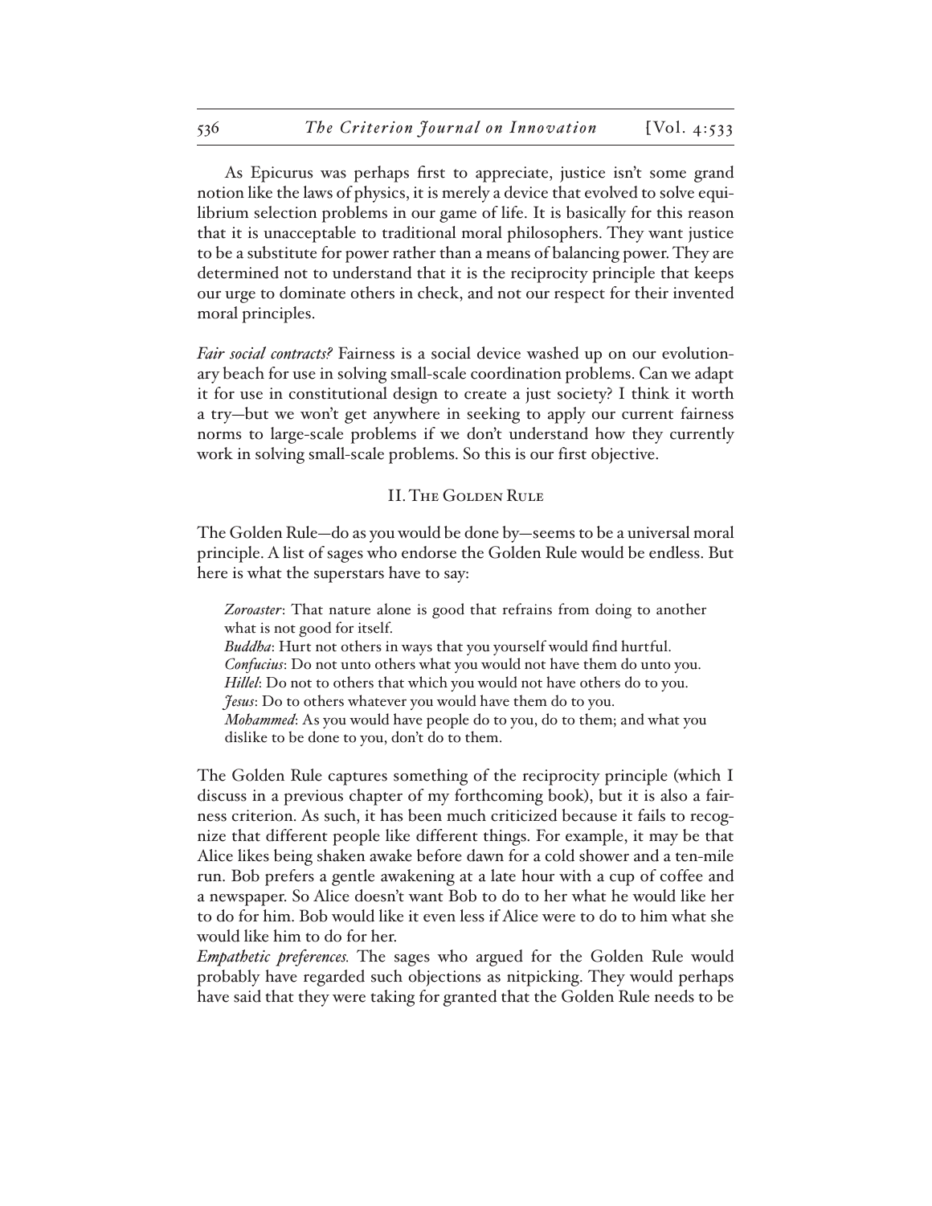As Epicurus was perhaps first to appreciate, justice isn't some grand notion like the laws of physics, it is merely a device that evolved to solve equilibrium selection problems in our game of life. It is basically for this reason that it is unacceptable to traditional moral philosophers. They want justice to be a substitute for power rather than a means of balancing power. They are determined not to understand that it is the reciprocity principle that keeps our urge to dominate others in check, and not our respect for their invented moral principles.

*Fair social contracts?* Fairness is a social device washed up on our evolutionary beach for use in solving small-scale coordination problems. Can we adapt it for use in constitutional design to create a just society? I think it worth a try—but we won't get anywhere in seeking to apply our current fairness norms to large-scale problems if we don't understand how they currently work in solving small-scale problems. So this is our first objective.

## II. The Golden Rule

The Golden Rule—do as you would be done by—seems to be a universal moral principle. A list of sages who endorse the Golden Rule would be endless. But here is what the superstars have to say:

> *Zoroaster*: That nature alone is good that refrains from doing to another what is not good for itself.
> *Buddha*: Hurt not others in ways that you yourself would find hurtful.
> *Confucius*: Do not unto others what you would not have them do unto you.
> *Hillel*: Do not to others that which you would not have others do to you.
> *Jesus*: Do to others whatever you would have them do to you.
> *Mohammed*: As you would have people do to you, do to them; and what you dislike to be done to you, don't do to them.

The Golden Rule captures something of the reciprocity principle (which I discuss in a previous chapter of my forthcoming book), but it is also a fairness criterion. As such, it has been much criticized because it fails to recognize that different people like different things. For example, it may be that Alice likes being shaken awake before dawn for a cold shower and a ten-mile run. Bob prefers a gentle awakening at a late hour with a cup of coffee and a newspaper. So Alice doesn't want Bob to do to her what he would like her to do for him. Bob would like it even less if Alice were to do to him what she would like him to do for her.

*Empathetic preferences.* The sages who argued for the Golden Rule would probably have regarded such objections as nitpicking. They would perhaps have said that they were taking for granted that the Golden Rule needs to be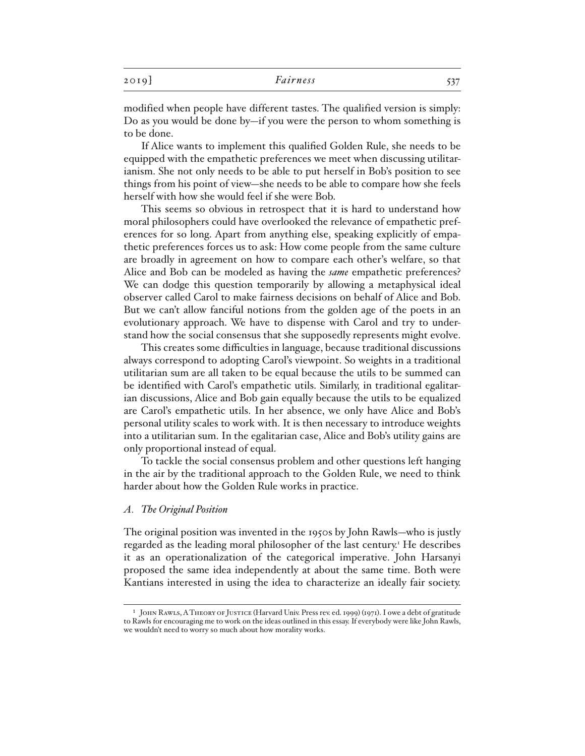modified when people have different tastes. The qualified version is simply: Do as you would be done by—if you were the person to whom something is to be done.

If Alice wants to implement this qualified Golden Rule, she needs to be equipped with the empathetic preferences we meet when discussing utilitarianism. She not only needs to be able to put herself in Bob's position to see things from his point of view—she needs to be able to compare how she feels herself with how she would feel if she were Bob.

This seems so obvious in retrospect that it is hard to understand how moral philosophers could have overlooked the relevance of empathetic preferences for so long. Apart from anything else, speaking explicitly of empathetic preferences forces us to ask: How come people from the same culture are broadly in agreement on how to compare each other's welfare, so that Alice and Bob can be modeled as having the *same* empathetic preferences? We can dodge this question temporarily by allowing a metaphysical ideal observer called Carol to make fairness decisions on behalf of Alice and Bob. But we can't allow fanciful notions from the golden age of the poets in an evolutionary approach. We have to dispense with Carol and try to understand how the social consensus that she supposedly represents might evolve.

This creates some difficulties in language, because traditional discussions always correspond to adopting Carol's viewpoint. So weights in a traditional utilitarian sum are all taken to be equal because the utils to be summed can be identified with Carol's empathetic utils. Similarly, in traditional egalitarian discussions, Alice and Bob gain equally because the utils to be equalized are Carol's empathetic utils. In her absence, we only have Alice and Bob's personal utility scales to work with. It is then necessary to introduce weights into a utilitarian sum. In the egalitarian case, Alice and Bob's utility gains are only proportional instead of equal.

To tackle the social consensus problem and other questions left hanging in the air by the traditional approach to the Golden Rule, we need to think harder about how the Golden Rule works in practice.

### *A. The Original Position*

The original position was invented in the 1950s by John Rawls—who is justly regarded as the leading moral philosopher of the last century.[1] He describes it as an operationalization of the categorical imperative. John Harsanyi proposed the same idea independently at about the same time. Both were Kantians interested in using the idea to characterize an ideally fair society.

[1] John Rawls, A Theory of Justice (Harvard Univ. Press rev. ed. 1999) (1971). I owe a debt of gratitude to Rawls for encouraging me to work on the ideas outlined in this essay. If everybody were like John Rawls, we wouldn't need to worry so much about how morality works.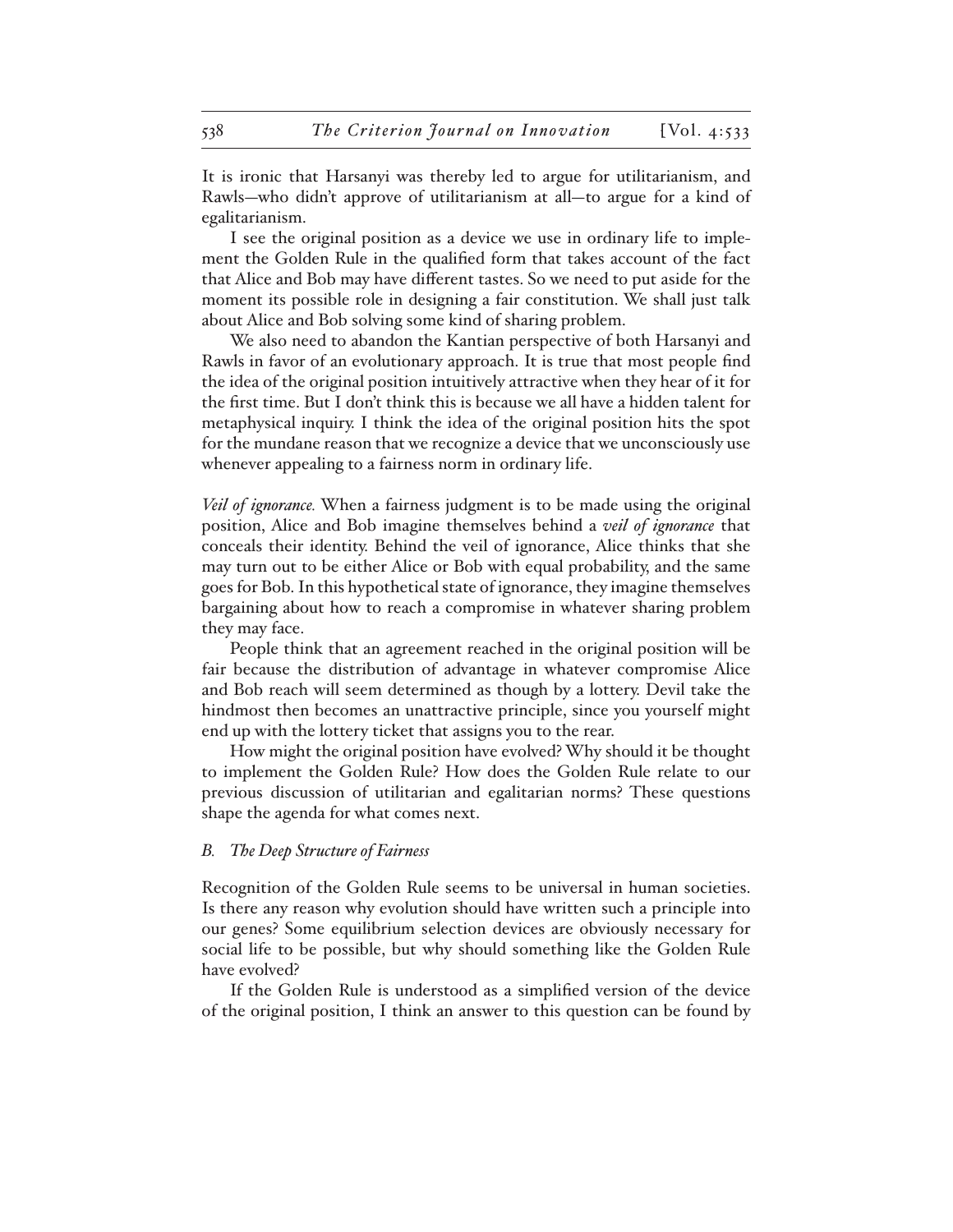It is ironic that Harsanyi was thereby led to argue for utilitarianism, and Rawls—who didn't approve of utilitarianism at all—to argue for a kind of egalitarianism.

I see the original position as a device we use in ordinary life to implement the Golden Rule in the qualified form that takes account of the fact that Alice and Bob may have different tastes. So we need to put aside for the moment its possible role in designing a fair constitution. We shall just talk about Alice and Bob solving some kind of sharing problem.

We also need to abandon the Kantian perspective of both Harsanyi and Rawls in favor of an evolutionary approach. It is true that most people find the idea of the original position intuitively attractive when they hear of it for the first time. But I don't think this is because we all have a hidden talent for metaphysical inquiry. I think the idea of the original position hits the spot for the mundane reason that we recognize a device that we unconsciously use whenever appealing to a fairness norm in ordinary life.

*Veil of ignorance.* When a fairness judgment is to be made using the original position, Alice and Bob imagine themselves behind a *veil of ignorance* that conceals their identity. Behind the veil of ignorance, Alice thinks that she may turn out to be either Alice or Bob with equal probability, and the same goes for Bob. In this hypothetical state of ignorance, they imagine themselves bargaining about how to reach a compromise in whatever sharing problem they may face.

People think that an agreement reached in the original position will be fair because the distribution of advantage in whatever compromise Alice and Bob reach will seem determined as though by a lottery. Devil take the hindmost then becomes an unattractive principle, since you yourself might end up with the lottery ticket that assigns you to the rear.

How might the original position have evolved? Why should it be thought to implement the Golden Rule? How does the Golden Rule relate to our previous discussion of utilitarian and egalitarian norms? These questions shape the agenda for what comes next.

### *B. The Deep Structure of Fairness*

Recognition of the Golden Rule seems to be universal in human societies. Is there any reason why evolution should have written such a principle into our genes? Some equilibrium selection devices are obviously necessary for social life to be possible, but why should something like the Golden Rule have evolved?

If the Golden Rule is understood as a simplified version of the device of the original position, I think an answer to this question can be found by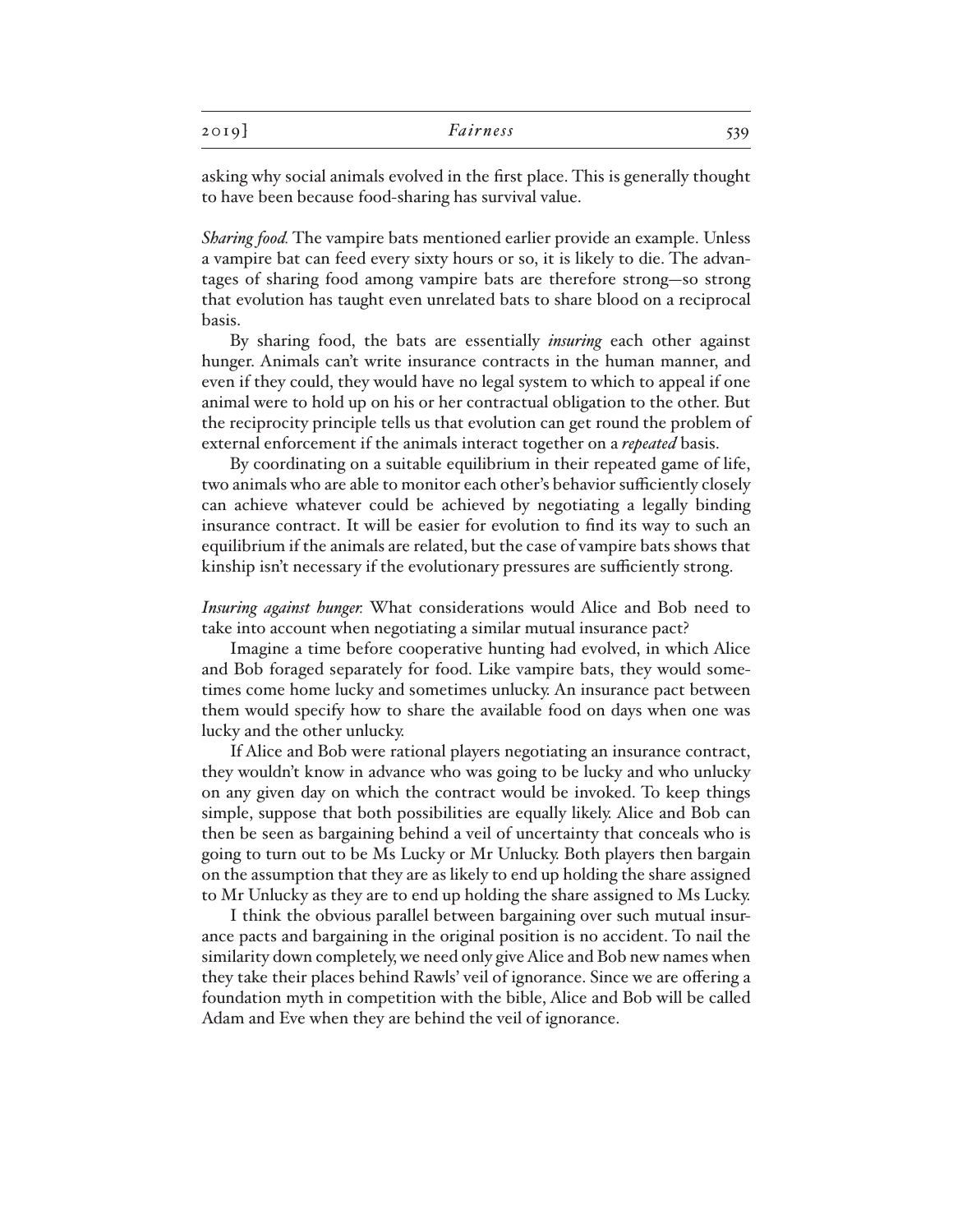asking why social animals evolved in the first place. This is generally thought to have been because food-sharing has survival value.

*Sharing food.* The vampire bats mentioned earlier provide an example. Unless a vampire bat can feed every sixty hours or so, it is likely to die. The advantages of sharing food among vampire bats are therefore strong—so strong that evolution has taught even unrelated bats to share blood on a reciprocal basis.

By sharing food, the bats are essentially *insuring* each other against hunger. Animals can't write insurance contracts in the human manner, and even if they could, they would have no legal system to which to appeal if one animal were to hold up on his or her contractual obligation to the other. But the reciprocity principle tells us that evolution can get round the problem of external enforcement if the animals interact together on a *repeated* basis.

By coordinating on a suitable equilibrium in their repeated game of life, two animals who are able to monitor each other's behavior sufficiently closely can achieve whatever could be achieved by negotiating a legally binding insurance contract. It will be easier for evolution to find its way to such an equilibrium if the animals are related, but the case of vampire bats shows that kinship isn't necessary if the evolutionary pressures are sufficiently strong.

*Insuring against hunger.* What considerations would Alice and Bob need to take into account when negotiating a similar mutual insurance pact?

Imagine a time before cooperative hunting had evolved, in which Alice and Bob foraged separately for food. Like vampire bats, they would sometimes come home lucky and sometimes unlucky. An insurance pact between them would specify how to share the available food on days when one was lucky and the other unlucky.

If Alice and Bob were rational players negotiating an insurance contract, they wouldn't know in advance who was going to be lucky and who unlucky on any given day on which the contract would be invoked. To keep things simple, suppose that both possibilities are equally likely. Alice and Bob can then be seen as bargaining behind a veil of uncertainty that conceals who is going to turn out to be Ms Lucky or Mr Unlucky. Both players then bargain on the assumption that they are as likely to end up holding the share assigned to Mr Unlucky as they are to end up holding the share assigned to Ms Lucky.

I think the obvious parallel between bargaining over such mutual insurance pacts and bargaining in the original position is no accident. To nail the similarity down completely, we need only give Alice and Bob new names when they take their places behind Rawls' veil of ignorance. Since we are offering a foundation myth in competition with the bible, Alice and Bob will be called Adam and Eve when they are behind the veil of ignorance.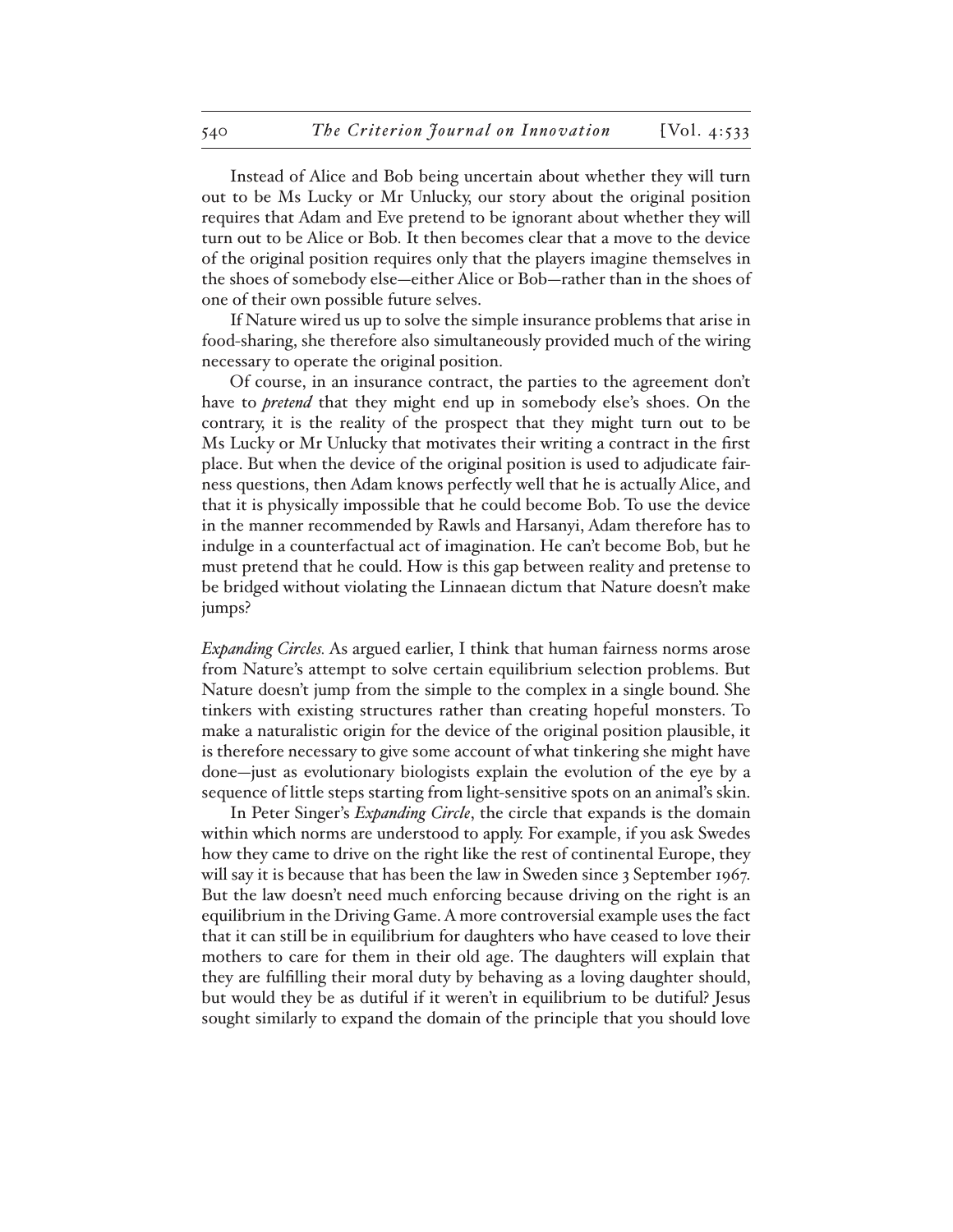Instead of Alice and Bob being uncertain about whether they will turn out to be Ms Lucky or Mr Unlucky, our story about the original position requires that Adam and Eve pretend to be ignorant about whether they will turn out to be Alice or Bob. It then becomes clear that a move to the device of the original position requires only that the players imagine themselves in the shoes of somebody else—either Alice or Bob—rather than in the shoes of one of their own possible future selves.

If Nature wired us up to solve the simple insurance problems that arise in food-sharing, she therefore also simultaneously provided much of the wiring necessary to operate the original position.

Of course, in an insurance contract, the parties to the agreement don't have to ***pretend*** that they might end up in somebody else's shoes. On the contrary, it is the reality of the prospect that they might turn out to be Ms Lucky or Mr Unlucky that motivates their writing a contract in the first place. But when the device of the original position is used to adjudicate fairness questions, then Adam knows perfectly well that he is actually Alice, and that it is physically impossible that he could become Bob. To use the device in the manner recommended by Rawls and Harsanyi, Adam therefore has to indulge in a counterfactual act of imagination. He can't become Bob, but he must pretend that he could. How is this gap between reality and pretense to be bridged without violating the Linnaean dictum that Nature doesn't make jumps?

*Expanding Circles.* As argued earlier, I think that human fairness norms arose from Nature's attempt to solve certain equilibrium selection problems. But Nature doesn't jump from the simple to the complex in a single bound. She tinkers with existing structures rather than creating hopeful monsters. To make a naturalistic origin for the device of the original position plausible, it is therefore necessary to give some account of what tinkering she might have done—just as evolutionary biologists explain the evolution of the eye by a sequence of little steps starting from light-sensitive spots on an animal's skin.

In Peter Singer's *Expanding Circle*, the circle that expands is the domain within which norms are understood to apply. For example, if you ask Swedes how they came to drive on the right like the rest of continental Europe, they will say it is because that has been the law in Sweden since 3 September 1967. But the law doesn't need much enforcing because driving on the right is an equilibrium in the Driving Game. A more controversial example uses the fact that it can still be in equilibrium for daughters who have ceased to love their mothers to care for them in their old age. The daughters will explain that they are fulfilling their moral duty by behaving as a loving daughter should, but would they be as dutiful if it weren't in equilibrium to be dutiful? Jesus sought similarly to expand the domain of the principle that you should love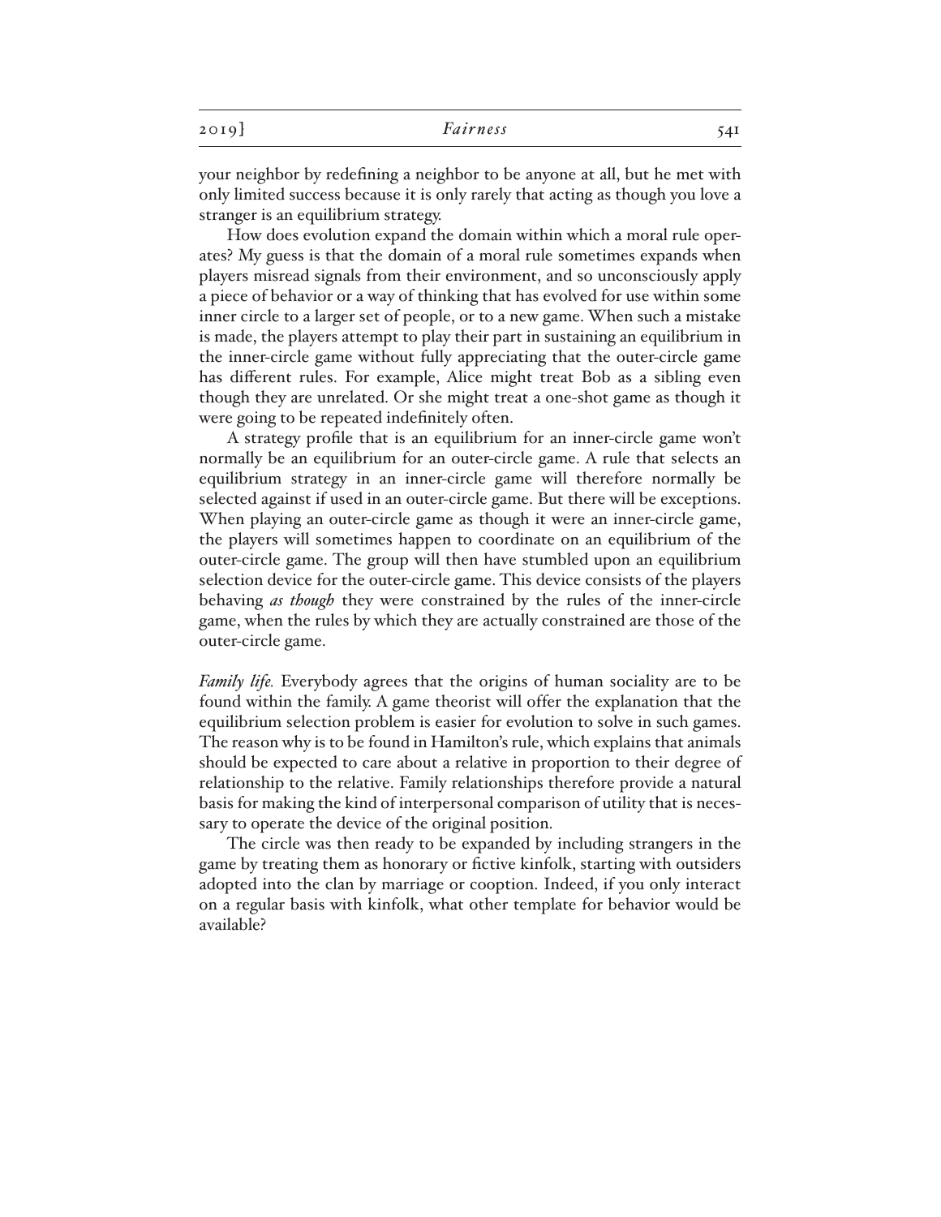your neighbor by redefining a neighbor to be anyone at all, but he met with only limited success because it is only rarely that acting as though you love a stranger is an equilibrium strategy.

How does evolution expand the domain within which a moral rule operates? My guess is that the domain of a moral rule sometimes expands when players misread signals from their environment, and so unconsciously apply a piece of behavior or a way of thinking that has evolved for use within some inner circle to a larger set of people, or to a new game. When such a mistake is made, the players attempt to play their part in sustaining an equilibrium in the inner-circle game without fully appreciating that the outer-circle game has different rules. For example, Alice might treat Bob as a sibling even though they are unrelated. Or she might treat a one-shot game as though it were going to be repeated indefinitely often.

A strategy profile that is an equilibrium for an inner-circle game won't normally be an equilibrium for an outer-circle game. A rule that selects an equilibrium strategy in an inner-circle game will therefore normally be selected against if used in an outer-circle game. But there will be exceptions. When playing an outer-circle game as though it were an inner-circle game, the players will sometimes happen to coordinate on an equilibrium of the outer-circle game. The group will then have stumbled upon an equilibrium selection device for the outer-circle game. This device consists of the players behaving *as though* they were constrained by the rules of the inner-circle game, when the rules by which they are actually constrained are those of the outer-circle game.

*Family life.* Everybody agrees that the origins of human sociality are to be found within the family. A game theorist will offer the explanation that the equilibrium selection problem is easier for evolution to solve in such games. The reason why is to be found in Hamilton's rule, which explains that animals should be expected to care about a relative in proportion to their degree of relationship to the relative. Family relationships therefore provide a natural basis for making the kind of interpersonal comparison of utility that is necessary to operate the device of the original position.

The circle was then ready to be expanded by including strangers in the game by treating them as honorary or fictive kinfolk, starting with outsiders adopted into the clan by marriage or cooption. Indeed, if you only interact on a regular basis with kinfolk, what other template for behavior would be available?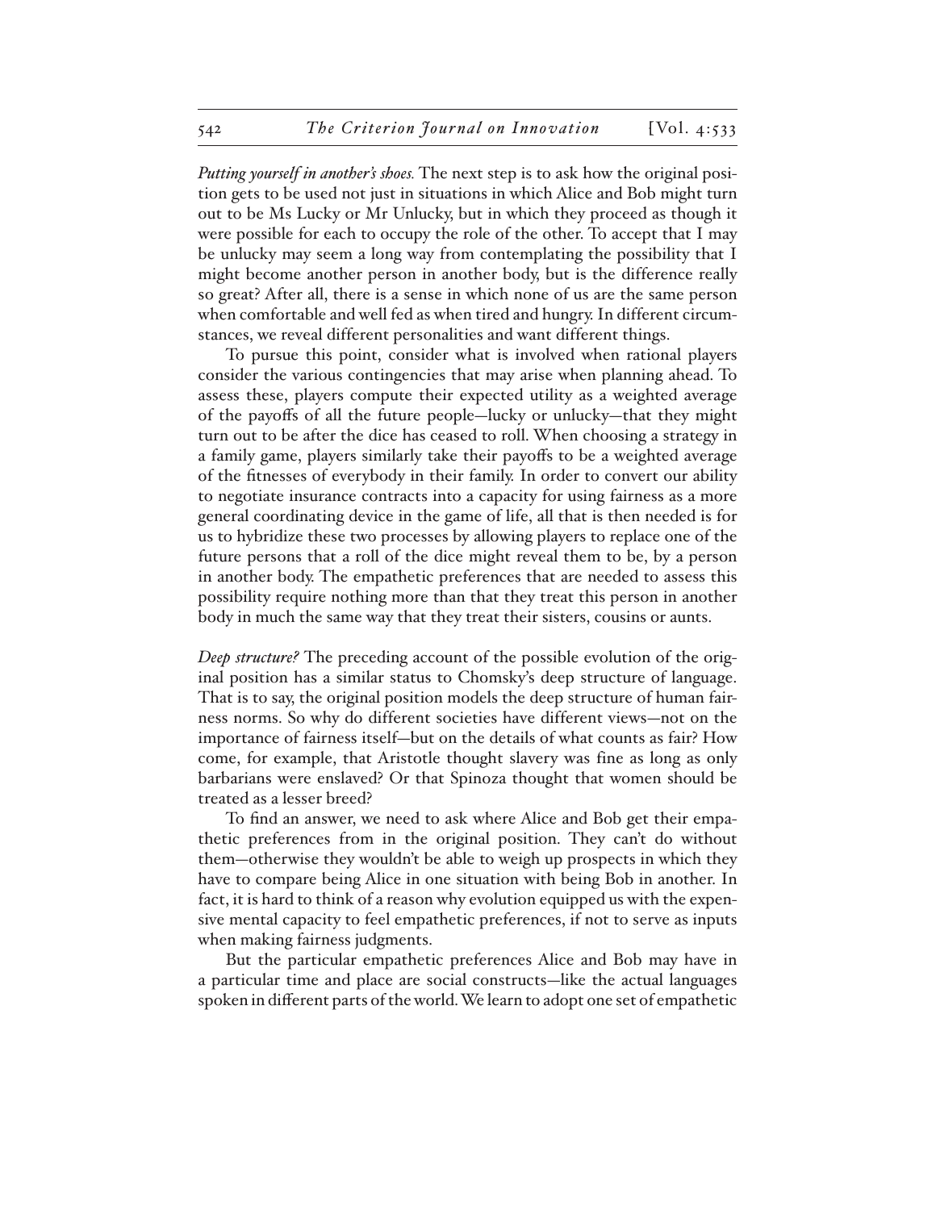*Putting yourself in another's shoes.* The next step is to ask how the original position gets to be used not just in situations in which Alice and Bob might turn out to be Ms Lucky or Mr Unlucky, but in which they proceed as though it were possible for each to occupy the role of the other. To accept that I may be unlucky may seem a long way from contemplating the possibility that I might become another person in another body, but is the difference really so great? After all, there is a sense in which none of us are the same person when comfortable and well fed as when tired and hungry. In different circumstances, we reveal different personalities and want different things.

To pursue this point, consider what is involved when rational players consider the various contingencies that may arise when planning ahead. To assess these, players compute their expected utility as a weighted average of the payoffs of all the future people—lucky or unlucky—that they might turn out to be after the dice has ceased to roll. When choosing a strategy in a family game, players similarly take their payoffs to be a weighted average of the fitnesses of everybody in their family. In order to convert our ability to negotiate insurance contracts into a capacity for using fairness as a more general coordinating device in the game of life, all that is then needed is for us to hybridize these two processes by allowing players to replace one of the future persons that a roll of the dice might reveal them to be, by a person in another body. The empathetic preferences that are needed to assess this possibility require nothing more than that they treat this person in another body in much the same way that they treat their sisters, cousins or aunts.

*Deep structure?* The preceding account of the possible evolution of the original position has a similar status to Chomsky's deep structure of language. That is to say, the original position models the deep structure of human fairness norms. So why do different societies have different views—not on the importance of fairness itself—but on the details of what counts as fair? How come, for example, that Aristotle thought slavery was fine as long as only barbarians were enslaved? Or that Spinoza thought that women should be treated as a lesser breed?

To find an answer, we need to ask where Alice and Bob get their empathetic preferences from in the original position. They can't do without them—otherwise they wouldn't be able to weigh up prospects in which they have to compare being Alice in one situation with being Bob in another. In fact, it is hard to think of a reason why evolution equipped us with the expensive mental capacity to feel empathetic preferences, if not to serve as inputs when making fairness judgments.

But the particular empathetic preferences Alice and Bob may have in a particular time and place are social constructs—like the actual languages spoken in different parts of the world. We learn to adopt one set of empathetic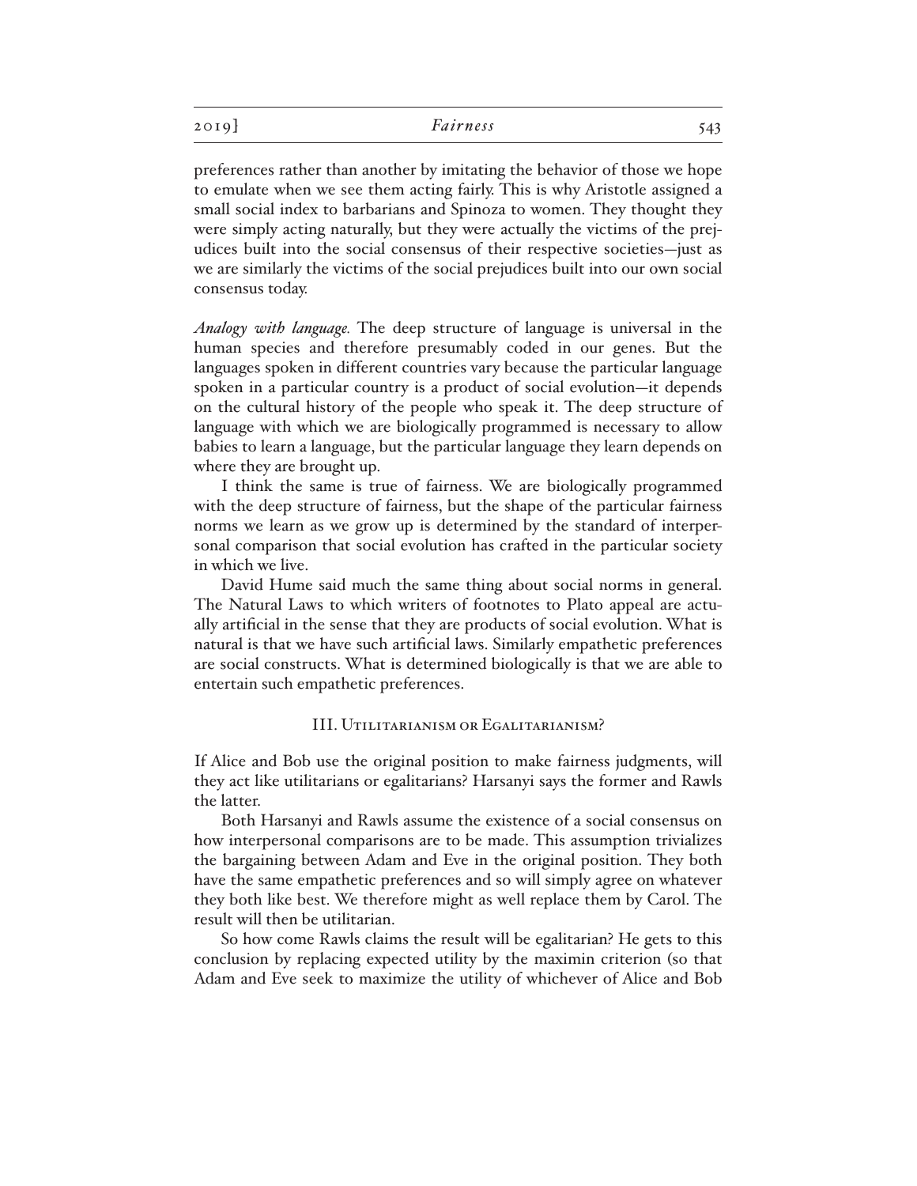preferences rather than another by imitating the behavior of those we hope to emulate when we see them acting fairly. This is why Aristotle assigned a small social index to barbarians and Spinoza to women. They thought they were simply acting naturally, but they were actually the victims of the prejudices built into the social consensus of their respective societies—just as we are similarly the victims of the social prejudices built into our own social consensus today.

*Analogy with language.* The deep structure of language is universal in the human species and therefore presumably coded in our genes. But the languages spoken in different countries vary because the particular language spoken in a particular country is a product of social evolution—it depends on the cultural history of the people who speak it. The deep structure of language with which we are biologically programmed is necessary to allow babies to learn a language, but the particular language they learn depends on where they are brought up.

I think the same is true of fairness. We are biologically programmed with the deep structure of fairness, but the shape of the particular fairness norms we learn as we grow up is determined by the standard of interpersonal comparison that social evolution has crafted in the particular society in which we live.

David Hume said much the same thing about social norms in general. The Natural Laws to which writers of footnotes to Plato appeal are actually artificial in the sense that they are products of social evolution. What is natural is that we have such artificial laws. Similarly empathetic preferences are social constructs. What is determined biologically is that we are able to entertain such empathetic preferences.

## III. Utilitarianism or Egalitarianism?

If Alice and Bob use the original position to make fairness judgments, will they act like utilitarians or egalitarians? Harsanyi says the former and Rawls the latter.

Both Harsanyi and Rawls assume the existence of a social consensus on how interpersonal comparisons are to be made. This assumption trivializes the bargaining between Adam and Eve in the original position. They both have the same empathetic preferences and so will simply agree on whatever they both like best. We therefore might as well replace them by Carol. The result will then be utilitarian.

So how come Rawls claims the result will be egalitarian? He gets to this conclusion by replacing expected utility by the maximin criterion (so that Adam and Eve seek to maximize the utility of whichever of Alice and Bob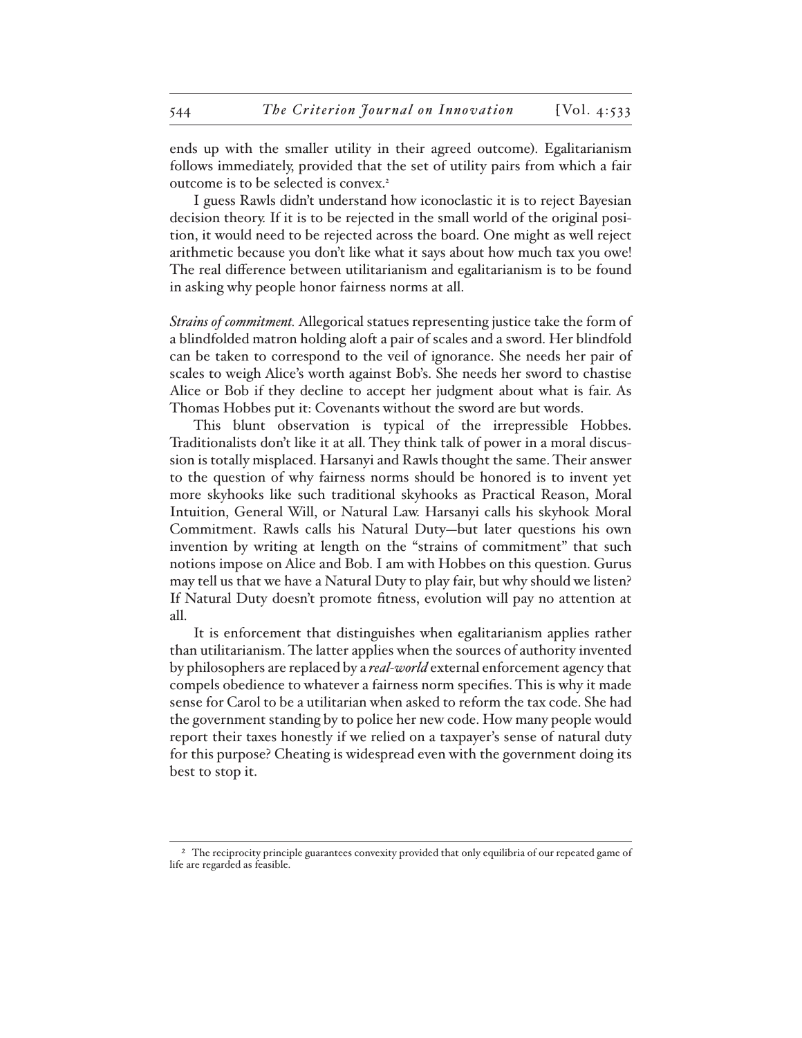ends up with the smaller utility in their agreed outcome). Egalitarianism follows immediately, provided that the set of utility pairs from which a fair outcome is to be selected is convex.[2]

I guess Rawls didn't understand how iconoclastic it is to reject Bayesian decision theory. If it is to be rejected in the small world of the original position, it would need to be rejected across the board. One might as well reject arithmetic because you don't like what it says about how much tax you owe! The real difference between utilitarianism and egalitarianism is to be found in asking why people honor fairness norms at all.

*Strains of commitment.* Allegorical statues representing justice take the form of a blindfolded matron holding aloft a pair of scales and a sword. Her blindfold can be taken to correspond to the veil of ignorance. She needs her pair of scales to weigh Alice's worth against Bob's. She needs her sword to chastise Alice or Bob if they decline to accept her judgment about what is fair. As Thomas Hobbes put it: Covenants without the sword are but words.

This blunt observation is typical of the irrepressible Hobbes. Traditionalists don't like it at all. They think talk of power in a moral discussion is totally misplaced. Harsanyi and Rawls thought the same. Their answer to the question of why fairness norms should be honored is to invent yet more skyhooks like such traditional skyhooks as Practical Reason, Moral Intuition, General Will, or Natural Law. Harsanyi calls his skyhook Moral Commitment. Rawls calls his Natural Duty—but later questions his own invention by writing at length on the "strains of commitment" that such notions impose on Alice and Bob. I am with Hobbes on this question. Gurus may tell us that we have a Natural Duty to play fair, but why should we listen? If Natural Duty doesn't promote fitness, evolution will pay no attention at all.

It is enforcement that distinguishes when egalitarianism applies rather than utilitarianism. The latter applies when the sources of authority invented by philosophers are replaced by a *real-world* external enforcement agency that compels obedience to whatever a fairness norm specifies. This is why it made sense for Carol to be a utilitarian when asked to reform the tax code. She had the government standing by to police her new code. How many people would report their taxes honestly if we relied on a taxpayer's sense of natural duty for this purpose? Cheating is widespread even with the government doing its best to stop it.

[2] The reciprocity principle guarantees convexity provided that only equilibria of our repeated game of life are regarded as feasible.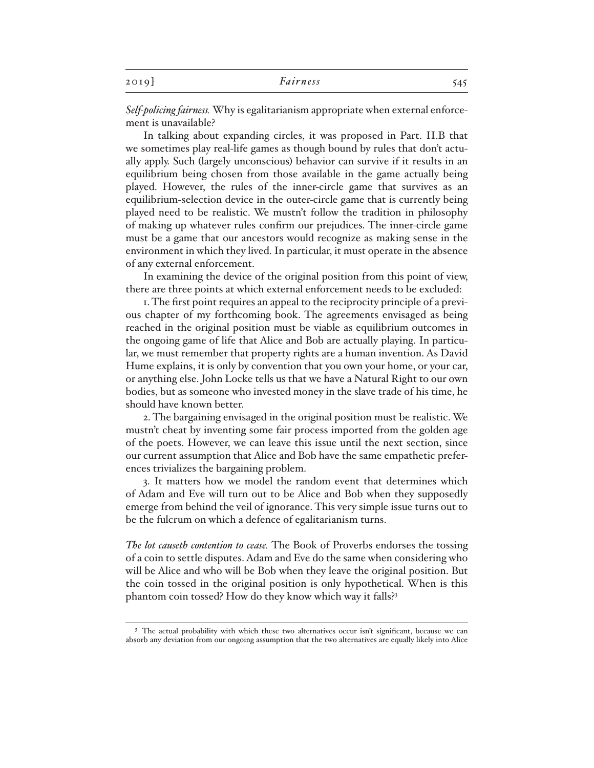*Self-policing fairness.* Why is egalitarianism appropriate when external enforcement is unavailable?

In talking about expanding circles, it was proposed in Part. II.B that we sometimes play real-life games as though bound by rules that don't actually apply. Such (largely unconscious) behavior can survive if it results in an equilibrium being chosen from those available in the game actually being played. However, the rules of the inner-circle game that survives as an equilibrium-selection device in the outer-circle game that is currently being played need to be realistic. We mustn't follow the tradition in philosophy of making up whatever rules confirm our prejudices. The inner-circle game must be a game that our ancestors would recognize as making sense in the environment in which they lived. In particular, it must operate in the absence of any external enforcement.

In examining the device of the original position from this point of view, there are three points at which external enforcement needs to be excluded:

1. The first point requires an appeal to the reciprocity principle of a previous chapter of my forthcoming book. The agreements envisaged as being reached in the original position must be viable as equilibrium outcomes in the ongoing game of life that Alice and Bob are actually playing. In particular, we must remember that property rights are a human invention. As David Hume explains, it is only by convention that you own your home, or your car, or anything else. John Locke tells us that we have a Natural Right to our own bodies, but as someone who invested money in the slave trade of his time, he should have known better.

2. The bargaining envisaged in the original position must be realistic. We mustn't cheat by inventing some fair process imported from the golden age of the poets. However, we can leave this issue until the next section, since our current assumption that Alice and Bob have the same empathetic preferences trivializes the bargaining problem.

3. It matters how we model the random event that determines which of Adam and Eve will turn out to be Alice and Bob when they supposedly emerge from behind the veil of ignorance. This very simple issue turns out to be the fulcrum on which a defence of egalitarianism turns.

*The lot causeth contention to cease.* The Book of Proverbs endorses the tossing of a coin to settle disputes. Adam and Eve do the same when considering who will be Alice and who will be Bob when they leave the original position. But the coin tossed in the original position is only hypothetical. When is this phantom coin tossed? How do they know which way it falls?[3]

[3] The actual probability with which these two alternatives occur isn't significant, because we can absorb any deviation from our ongoing assumption that the two alternatives are equally likely into Alice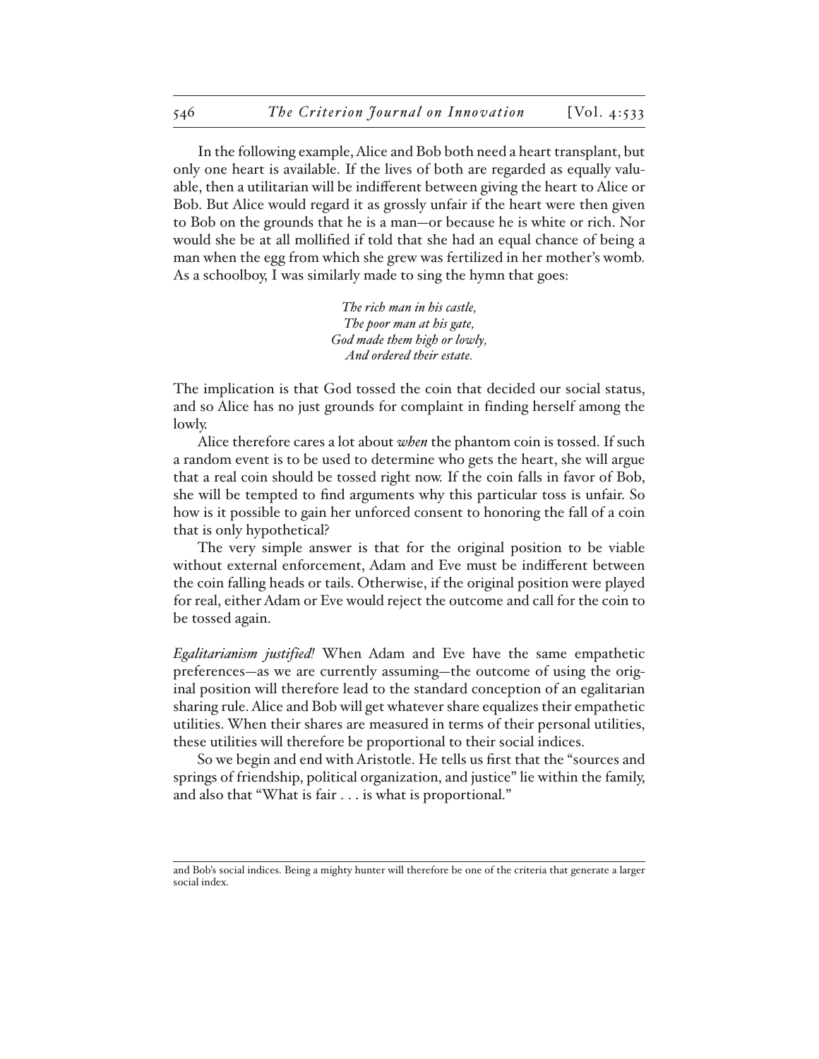In the following example, Alice and Bob both need a heart transplant, but only one heart is available. If the lives of both are regarded as equally valuable, then a utilitarian will be indifferent between giving the heart to Alice or Bob. But Alice would regard it as grossly unfair if the heart were then given to Bob on the grounds that he is a man—or because he is white or rich. Nor would she be at all mollified if told that she had an equal chance of being a man when the egg from which she grew was fertilized in her mother's womb. As a schoolboy, I was similarly made to sing the hymn that goes:

*The rich man in his castle,*
*The poor man at his gate,*
*God made them high or lowly,*
*And ordered their estate.*

The implication is that God tossed the coin that decided our social status, and so Alice has no just grounds for complaint in finding herself among the lowly.

Alice therefore cares a lot about *when* the phantom coin is tossed. If such a random event is to be used to determine who gets the heart, she will argue that a real coin should be tossed right now. If the coin falls in favor of Bob, she will be tempted to find arguments why this particular toss is unfair. So how is it possible to gain her unforced consent to honoring the fall of a coin that is only hypothetical?

The very simple answer is that for the original position to be viable without external enforcement, Adam and Eve must be indifferent between the coin falling heads or tails. Otherwise, if the original position were played for real, either Adam or Eve would reject the outcome and call for the coin to be tossed again.

*Egalitarianism justified!* When Adam and Eve have the same empathetic preferences—as we are currently assuming—the outcome of using the original position will therefore lead to the standard conception of an egalitarian sharing rule. Alice and Bob will get whatever share equalizes their empathetic utilities. When their shares are measured in terms of their personal utilities, these utilities will therefore be proportional to their social indices.

So we begin and end with Aristotle. He tells us first that the "sources and springs of friendship, political organization, and justice" lie within the family, and also that "What is fair . . . is what is proportional."

---

and Bob's social indices. Being a mighty hunter will therefore be one of the criteria that generate a larger social index.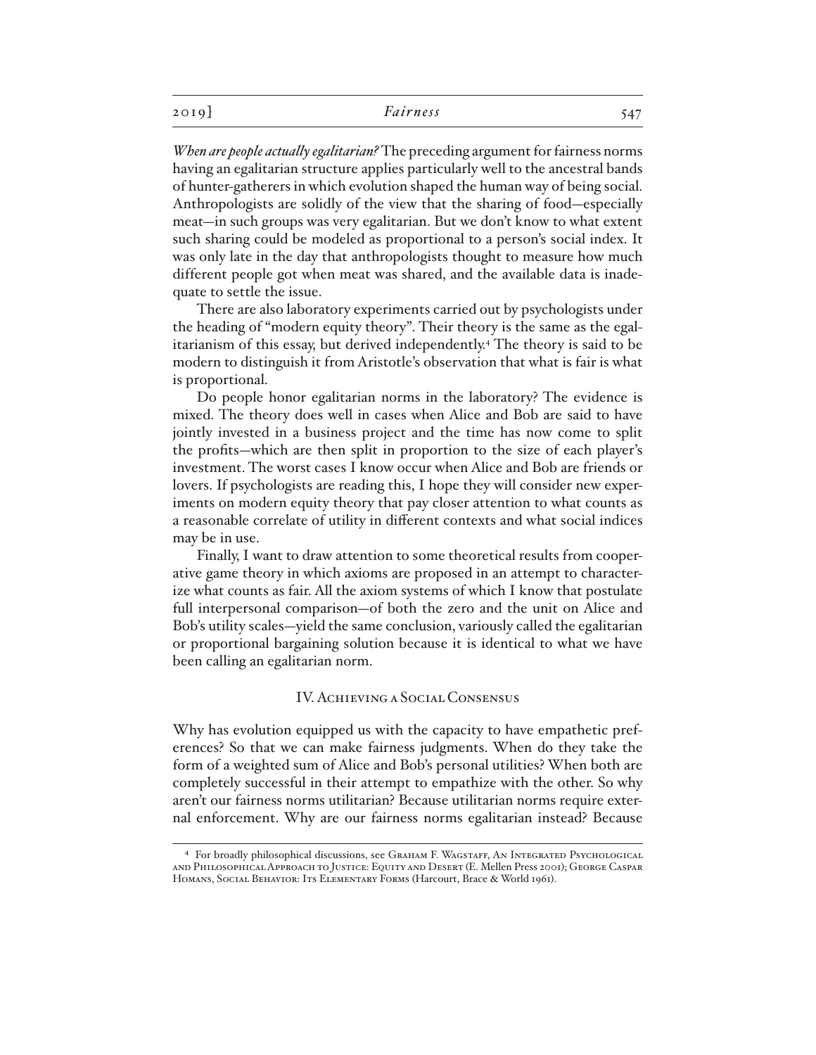*When are people actually egalitarian?* The preceding argument for fairness norms having an egalitarian structure applies particularly well to the ancestral bands of hunter-gatherers in which evolution shaped the human way of being social. Anthropologists are solidly of the view that the sharing of food—especially meat—in such groups was very egalitarian. But we don't know to what extent such sharing could be modeled as proportional to a person's social index. It was only late in the day that anthropologists thought to measure how much different people got when meat was shared, and the available data is inadequate to settle the issue.

There are also laboratory experiments carried out by psychologists under the heading of "modern equity theory". Their theory is the same as the egalitarianism of this essay, but derived independently.[4] The theory is said to be modern to distinguish it from Aristotle's observation that what is fair is what is proportional.

Do people honor egalitarian norms in the laboratory? The evidence is mixed. The theory does well in cases when Alice and Bob are said to have jointly invested in a business project and the time has now come to split the profits—which are then split in proportion to the size of each player's investment. The worst cases I know occur when Alice and Bob are friends or lovers. If psychologists are reading this, I hope they will consider new experiments on modern equity theory that pay closer attention to what counts as a reasonable correlate of utility in different contexts and what social indices may be in use.

Finally, I want to draw attention to some theoretical results from cooperative game theory in which axioms are proposed in an attempt to characterize what counts as fair. All the axiom systems of which I know that postulate full interpersonal comparison—of both the zero and the unit on Alice and Bob's utility scales—yield the same conclusion, variously called the egalitarian or proportional bargaining solution because it is identical to what we have been calling an egalitarian norm.

## IV. Achieving a Social Consensus

Why has evolution equipped us with the capacity to have empathetic preferences? So that we can make fairness judgments. When do they take the form of a weighted sum of Alice and Bob's personal utilities? When both are completely successful in their attempt to empathize with the other. So why aren't our fairness norms utilitarian? Because utilitarian norms require external enforcement. Why are our fairness norms egalitarian instead? Because

---

[4] For broadly philosophical discussions, see Graham F. Wagstaff, An Integrated Psychological and Philosophical Approach to Justice: Equity and Desert (E. Mellen Press 2001); George Caspar Homans, Social Behavior: Its Elementary Forms (Harcourt, Brace & World 1961).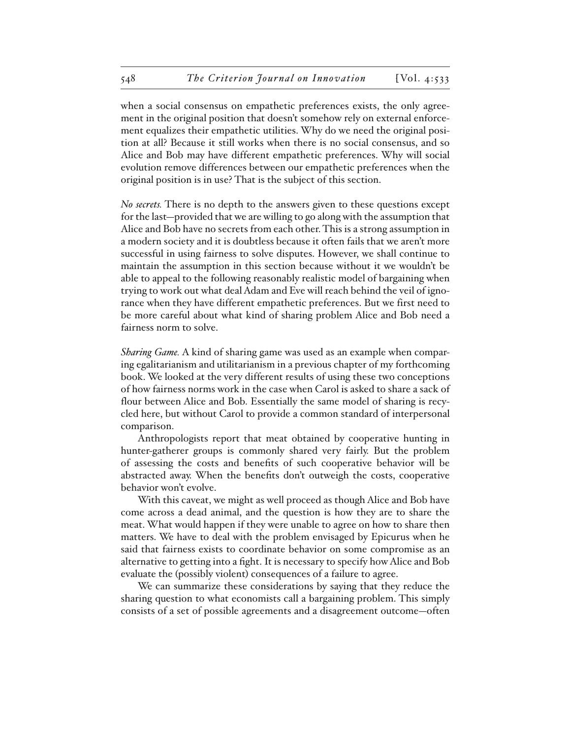when a social consensus on empathetic preferences exists, the only agreement in the original position that doesn't somehow rely on external enforcement equalizes their empathetic utilities. Why do we need the original position at all? Because it still works when there is no social consensus, and so Alice and Bob may have different empathetic preferences. Why will social evolution remove differences between our empathetic preferences when the original position is in use? That is the subject of this section.

*No secrets.* There is no depth to the answers given to these questions except for the last—provided that we are willing to go along with the assumption that Alice and Bob have no secrets from each other. This is a strong assumption in a modern society and it is doubtless because it often fails that we aren't more successful in using fairness to solve disputes. However, we shall continue to maintain the assumption in this section because without it we wouldn't be able to appeal to the following reasonably realistic model of bargaining when trying to work out what deal Adam and Eve will reach behind the veil of ignorance when they have different empathetic preferences. But we first need to be more careful about what kind of sharing problem Alice and Bob need a fairness norm to solve.

*Sharing Game.* A kind of sharing game was used as an example when comparing egalitarianism and utilitarianism in a previous chapter of my forthcoming book. We looked at the very different results of using these two conceptions of how fairness norms work in the case when Carol is asked to share a sack of flour between Alice and Bob. Essentially the same model of sharing is recycled here, but without Carol to provide a common standard of interpersonal comparison.

Anthropologists report that meat obtained by cooperative hunting in hunter-gatherer groups is commonly shared very fairly. But the problem of assessing the costs and benefits of such cooperative behavior will be abstracted away. When the benefits don't outweigh the costs, cooperative behavior won't evolve.

With this caveat, we might as well proceed as though Alice and Bob have come across a dead animal, and the question is how they are to share the meat. What would happen if they were unable to agree on how to share then matters. We have to deal with the problem envisaged by Epicurus when he said that fairness exists to coordinate behavior on some compromise as an alternative to getting into a fight. It is necessary to specify how Alice and Bob evaluate the (possibly violent) consequences of a failure to agree.

We can summarize these considerations by saying that they reduce the sharing question to what economists call a bargaining problem. This simply consists of a set of possible agreements and a disagreement outcome—often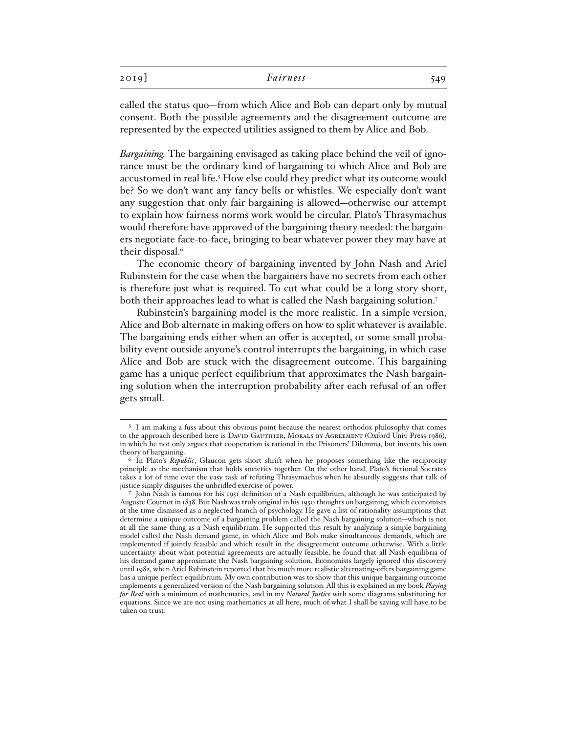called the status quo—from which Alice and Bob can depart only by mutual consent. Both the possible agreements and the disagreement outcome are represented by the expected utilities assigned to them by Alice and Bob.

*Bargaining.* The bargaining envisaged as taking place behind the veil of ignorance must be the ordinary kind of bargaining to which Alice and Bob are accustomed in real life.[5] How else could they predict what its outcome would be? So we don't want any fancy bells or whistles. We especially don't want any suggestion that only fair bargaining is allowed—otherwise our attempt to explain how fairness norms work would be circular. Plato's Thrasymachus would therefore have approved of the bargaining theory needed: the bargainers negotiate face-to-face, bringing to bear whatever power they may have at their disposal.[6]

The economic theory of bargaining invented by John Nash and Ariel Rubinstein for the case when the bargainers have no secrets from each other is therefore just what is required. To cut what could be a long story short, both their approaches lead to what is called the Nash bargaining solution.[7]

Rubinstein's bargaining model is the more realistic. In a simple version, Alice and Bob alternate in making offers on how to split whatever is available. The bargaining ends either when an offer is accepted, or some small probability event outside anyone's control interrupts the bargaining, in which case Alice and Bob are stuck with the disagreement outcome. This bargaining game has a unique perfect equilibrium that approximates the Nash bargaining solution when the interruption probability after each refusal of an offer gets small.

---

[5] I am making a fuss about this obvious point because the nearest orthodox philosophy that comes to the approach described here is David Gauthier, Morals by Agreement (Oxford Univ. Press 1986), in which he not only argues that cooperation is rational in the Prisoners' Dilemma, but invents his own theory of bargaining.

[6] In Plato's *Republic*, Glaucon gets short shrift when he proposes something like the reciprocity principle as the mechanism that holds societies together. On the other hand, Plato's fictional Socrates takes a lot of time over the easy task of refuting Thrasymachus when he absurdly suggests that talk of justice simply disguises the unbridled exercise of power.

[7] John Nash is famous for his 1951 definition of a Nash equilibrium, although he was anticipated by Auguste Cournot in 1838. But Nash was truly original in his 1950 thoughts on bargaining, which economists at the time dismissed as a neglected branch of psychology. He gave a list of rationality assumptions that determine a unique outcome of a bargaining problem called the Nash bargaining solution—which is not at all the same thing as a Nash equilibrium. He supported this result by analyzing a simple bargaining model called the Nash demand game, in which Alice and Bob make simultaneous demands, which are implemented if jointly feasible and which result in the disagreement outcome otherwise. With a little uncertainty about what potential agreements are actually feasible, he found that all Nash equilibria of his demand game approximate the Nash bargaining solution. Economists largely ignored this discovery until 1982, when Ariel Rubinstein reported that his much more realistic alternating-offers bargaining game has a unique perfect equilibrium. My own contribution was to show that this unique bargaining outcome implements a generalized version of the Nash bargaining solution. All this is explained in my book *Playing for Real* with a minimum of mathematics, and in my *Natural Justice* with some diagrams substituting for equations. Since we are not using mathematics at all here, much of what I shall be saying will have to be taken on trust.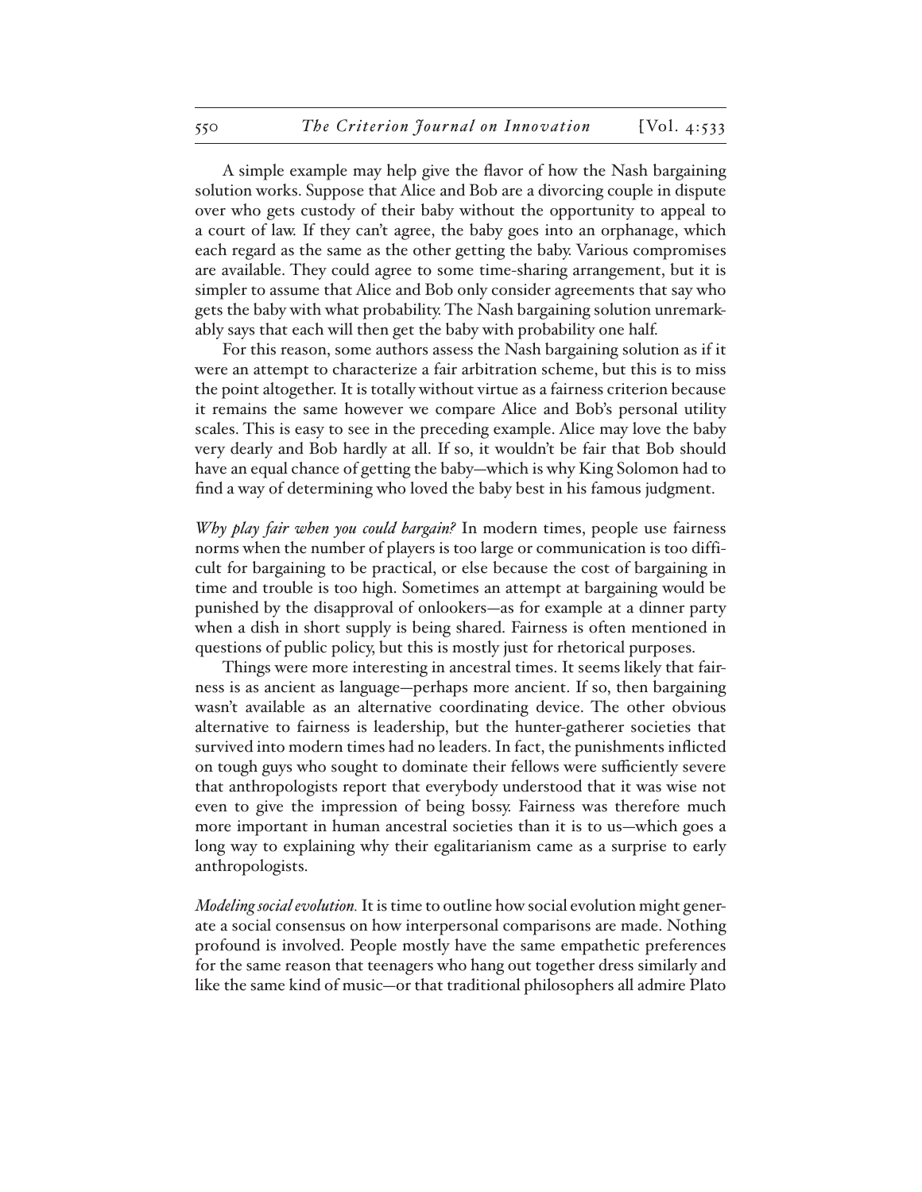A simple example may help give the flavor of how the Nash bargaining solution works. Suppose that Alice and Bob are a divorcing couple in dispute over who gets custody of their baby without the opportunity to appeal to a court of law. If they can't agree, the baby goes into an orphanage, which each regard as the same as the other getting the baby. Various compromises are available. They could agree to some time-sharing arrangement, but it is simpler to assume that Alice and Bob only consider agreements that say who gets the baby with what probability. The Nash bargaining solution unremarkably says that each will then get the baby with probability one half.

For this reason, some authors assess the Nash bargaining solution as if it were an attempt to characterize a fair arbitration scheme, but this is to miss the point altogether. It is totally without virtue as a fairness criterion because it remains the same however we compare Alice and Bob's personal utility scales. This is easy to see in the preceding example. Alice may love the baby very dearly and Bob hardly at all. If so, it wouldn't be fair that Bob should have an equal chance of getting the baby—which is why King Solomon had to find a way of determining who loved the baby best in his famous judgment.

*Why play fair when you could bargain?* In modern times, people use fairness norms when the number of players is too large or communication is too difficult for bargaining to be practical, or else because the cost of bargaining in time and trouble is too high. Sometimes an attempt at bargaining would be punished by the disapproval of onlookers—as for example at a dinner party when a dish in short supply is being shared. Fairness is often mentioned in questions of public policy, but this is mostly just for rhetorical purposes.

Things were more interesting in ancestral times. It seems likely that fairness is as ancient as language—perhaps more ancient. If so, then bargaining wasn't available as an alternative coordinating device. The other obvious alternative to fairness is leadership, but the hunter-gatherer societies that survived into modern times had no leaders. In fact, the punishments inflicted on tough guys who sought to dominate their fellows were sufficiently severe that anthropologists report that everybody understood that it was wise not even to give the impression of being bossy. Fairness was therefore much more important in human ancestral societies than it is to us—which goes a long way to explaining why their egalitarianism came as a surprise to early anthropologists.

*Modeling social evolution.* It is time to outline how social evolution might generate a social consensus on how interpersonal comparisons are made. Nothing profound is involved. People mostly have the same empathetic preferences for the same reason that teenagers who hang out together dress similarly and like the same kind of music—or that traditional philosophers all admire Plato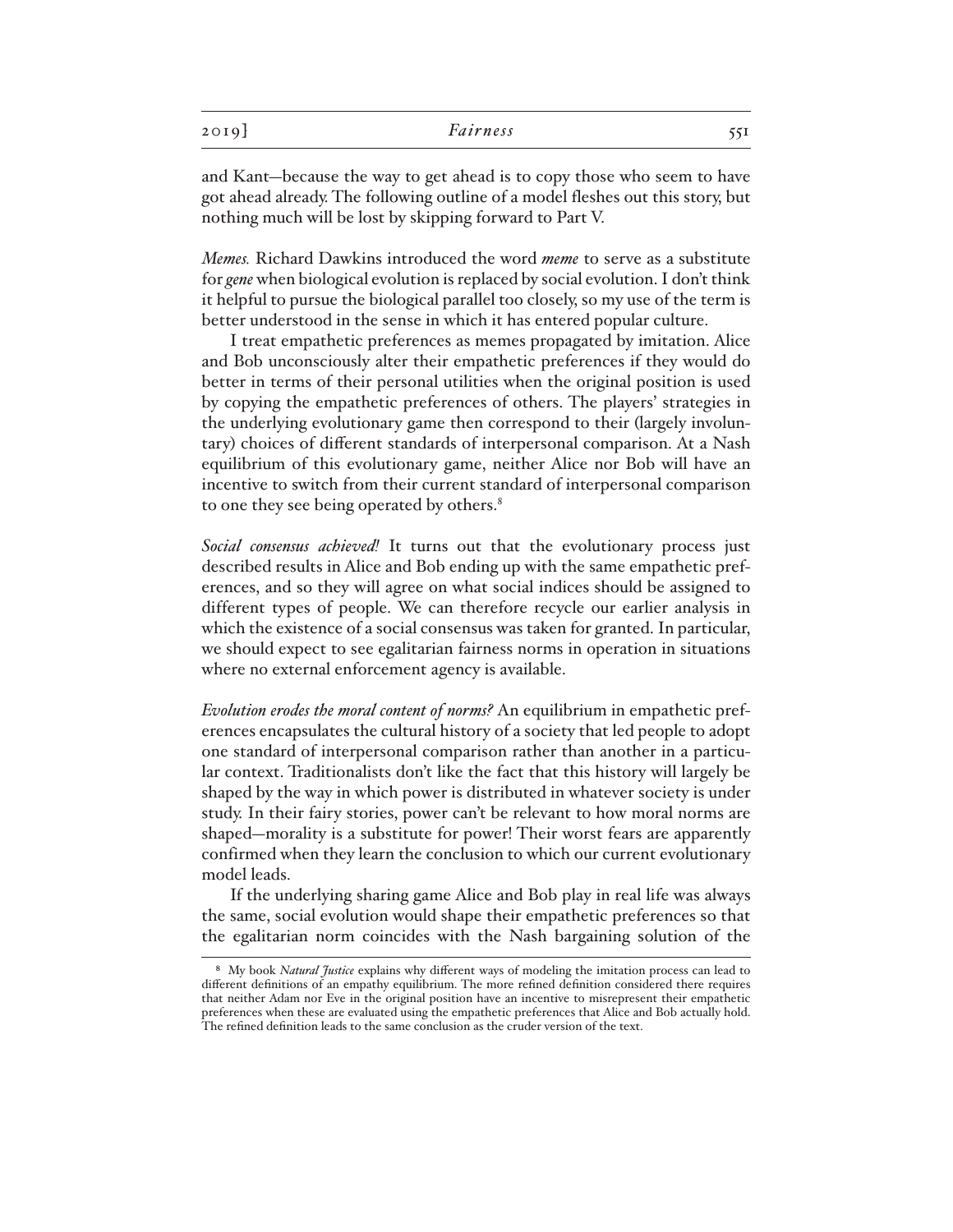and Kant—because the way to get ahead is to copy those who seem to have got ahead already. The following outline of a model fleshes out this story, but nothing much will be lost by skipping forward to Part V.

*Memes.* Richard Dawkins introduced the word *meme* to serve as a substitute for *gene* when biological evolution is replaced by social evolution. I don't think it helpful to pursue the biological parallel too closely, so my use of the term is better understood in the sense in which it has entered popular culture.

I treat empathetic preferences as memes propagated by imitation. Alice and Bob unconsciously alter their empathetic preferences if they would do better in terms of their personal utilities when the original position is used by copying the empathetic preferences of others. The players' strategies in the underlying evolutionary game then correspond to their (largely involuntary) choices of different standards of interpersonal comparison. At a Nash equilibrium of this evolutionary game, neither Alice nor Bob will have an incentive to switch from their current standard of interpersonal comparison to one they see being operated by others.[8]

*Social consensus achieved!* It turns out that the evolutionary process just described results in Alice and Bob ending up with the same empathetic preferences, and so they will agree on what social indices should be assigned to different types of people. We can therefore recycle our earlier analysis in which the existence of a social consensus was taken for granted. In particular, we should expect to see egalitarian fairness norms in operation in situations where no external enforcement agency is available.

*Evolution erodes the moral content of norms?* An equilibrium in empathetic preferences encapsulates the cultural history of a society that led people to adopt one standard of interpersonal comparison rather than another in a particular context. Traditionalists don't like the fact that this history will largely be shaped by the way in which power is distributed in whatever society is under study. In their fairy stories, power can't be relevant to how moral norms are shaped—morality is a substitute for power! Their worst fears are apparently confirmed when they learn the conclusion to which our current evolutionary model leads.

If the underlying sharing game Alice and Bob play in real life was always the same, social evolution would shape their empathetic preferences so that the egalitarian norm coincides with the Nash bargaining solution of the

[8] My book *Natural Justice* explains why different ways of modeling the imitation process can lead to different definitions of an empathy equilibrium. The more refined definition considered there requires that neither Adam nor Eve in the original position have an incentive to misrepresent their empathetic preferences when these are evaluated using the empathetic preferences that Alice and Bob actually hold. The refined definition leads to the same conclusion as the cruder version of the text.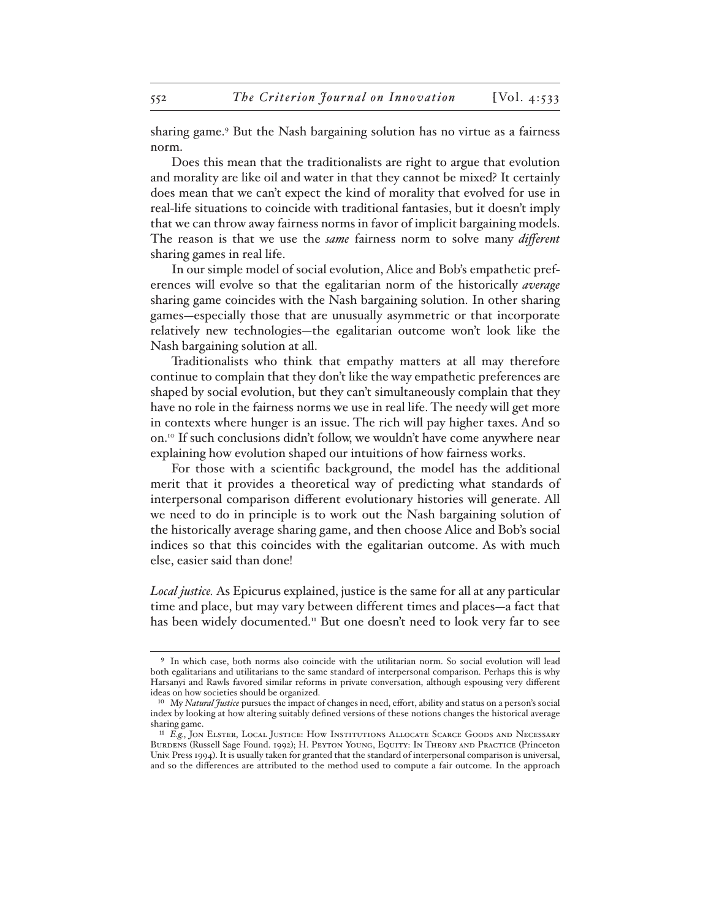sharing game.[9] But the Nash bargaining solution has no virtue as a fairness norm.

Does this mean that the traditionalists are right to argue that evolution and morality are like oil and water in that they cannot be mixed? It certainly does mean that we can't expect the kind of morality that evolved for use in real-life situations to coincide with traditional fantasies, but it doesn't imply that we can throw away fairness norms in favor of implicit bargaining models. The reason is that we use the *same* fairness norm to solve many *different* sharing games in real life.

In our simple model of social evolution, Alice and Bob's empathetic preferences will evolve so that the egalitarian norm of the historically *average* sharing game coincides with the Nash bargaining solution. In other sharing games—especially those that are unusually asymmetric or that incorporate relatively new technologies—the egalitarian outcome won't look like the Nash bargaining solution at all.

Traditionalists who think that empathy matters at all may therefore continue to complain that they don't like the way empathetic preferences are shaped by social evolution, but they can't simultaneously complain that they have no role in the fairness norms we use in real life. The needy will get more in contexts where hunger is an issue. The rich will pay higher taxes. And so on.[10] If such conclusions didn't follow, we wouldn't have come anywhere near explaining how evolution shaped our intuitions of how fairness works.

For those with a scientific background, the model has the additional merit that it provides a theoretical way of predicting what standards of interpersonal comparison different evolutionary histories will generate. All we need to do in principle is to work out the Nash bargaining solution of the historically average sharing game, and then choose Alice and Bob's social indices so that this coincides with the egalitarian outcome. As with much else, easier said than done!

*Local justice.* As Epicurus explained, justice is the same for all at any particular time and place, but may vary between different times and places—a fact that has been widely documented.[11] But one doesn't need to look very far to see

---

[9] In which case, both norms also coincide with the utilitarian norm. So social evolution will lead both egalitarians and utilitarians to the same standard of interpersonal comparison. Perhaps this is why Harsanyi and Rawls favored similar reforms in private conversation, although espousing very different ideas on how societies should be organized.

[10] My *Natural Justice* pursues the impact of changes in need, effort, ability and status on a person's social index by looking at how altering suitably defined versions of these notions changes the historical average sharing game.

[11] *E.g.*, Jon Elster, Local Justice: How Institutions Allocate Scarce Goods and Necessary Burdens (Russell Sage Found. 1992); H. Peyton Young, Equity: In Theory and Practice (Princeton Univ. Press 1994). It is usually taken for granted that the standard of interpersonal comparison is universal, and so the differences are attributed to the method used to compute a fair outcome. In the approach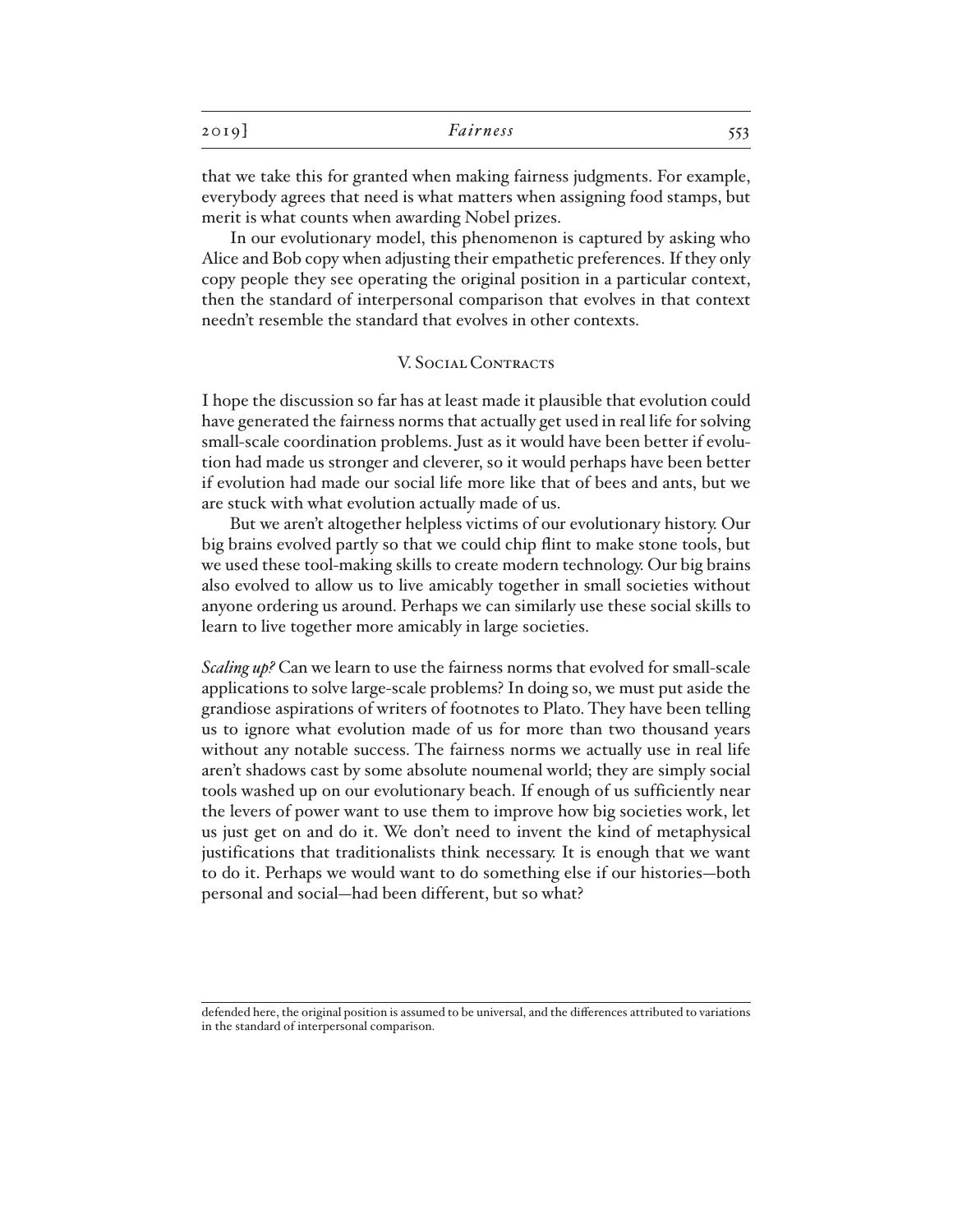that we take this for granted when making fairness judgments. For example, everybody agrees that need is what matters when assigning food stamps, but merit is what counts when awarding Nobel prizes.

In our evolutionary model, this phenomenon is captured by asking who Alice and Bob copy when adjusting their empathetic preferences. If they only copy people they see operating the original position in a particular context, then the standard of interpersonal comparison that evolves in that context needn't resemble the standard that evolves in other contexts.

## V. Social Contracts

I hope the discussion so far has at least made it plausible that evolution could have generated the fairness norms that actually get used in real life for solving small-scale coordination problems. Just as it would have been better if evolution had made us stronger and cleverer, so it would perhaps have been better if evolution had made our social life more like that of bees and ants, but we are stuck with what evolution actually made of us.

But we aren't altogether helpless victims of our evolutionary history. Our big brains evolved partly so that we could chip flint to make stone tools, but we used these tool-making skills to create modern technology. Our big brains also evolved to allow us to live amicably together in small societies without anyone ordering us around. Perhaps we can similarly use these social skills to learn to live together more amicably in large societies.

*Scaling up?* Can we learn to use the fairness norms that evolved for small-scale applications to solve large-scale problems? In doing so, we must put aside the grandiose aspirations of writers of footnotes to Plato. They have been telling us to ignore what evolution made of us for more than two thousand years without any notable success. The fairness norms we actually use in real life aren't shadows cast by some absolute noumenal world; they are simply social tools washed up on our evolutionary beach. If enough of us sufficiently near the levers of power want to use them to improve how big societies work, let us just get on and do it. We don't need to invent the kind of metaphysical justifications that traditionalists think necessary. It is enough that we want to do it. Perhaps we would want to do something else if our histories—both personal and social—had been different, but so what?

defended here, the original position is assumed to be universal, and the differences attributed to variations in the standard of interpersonal comparison.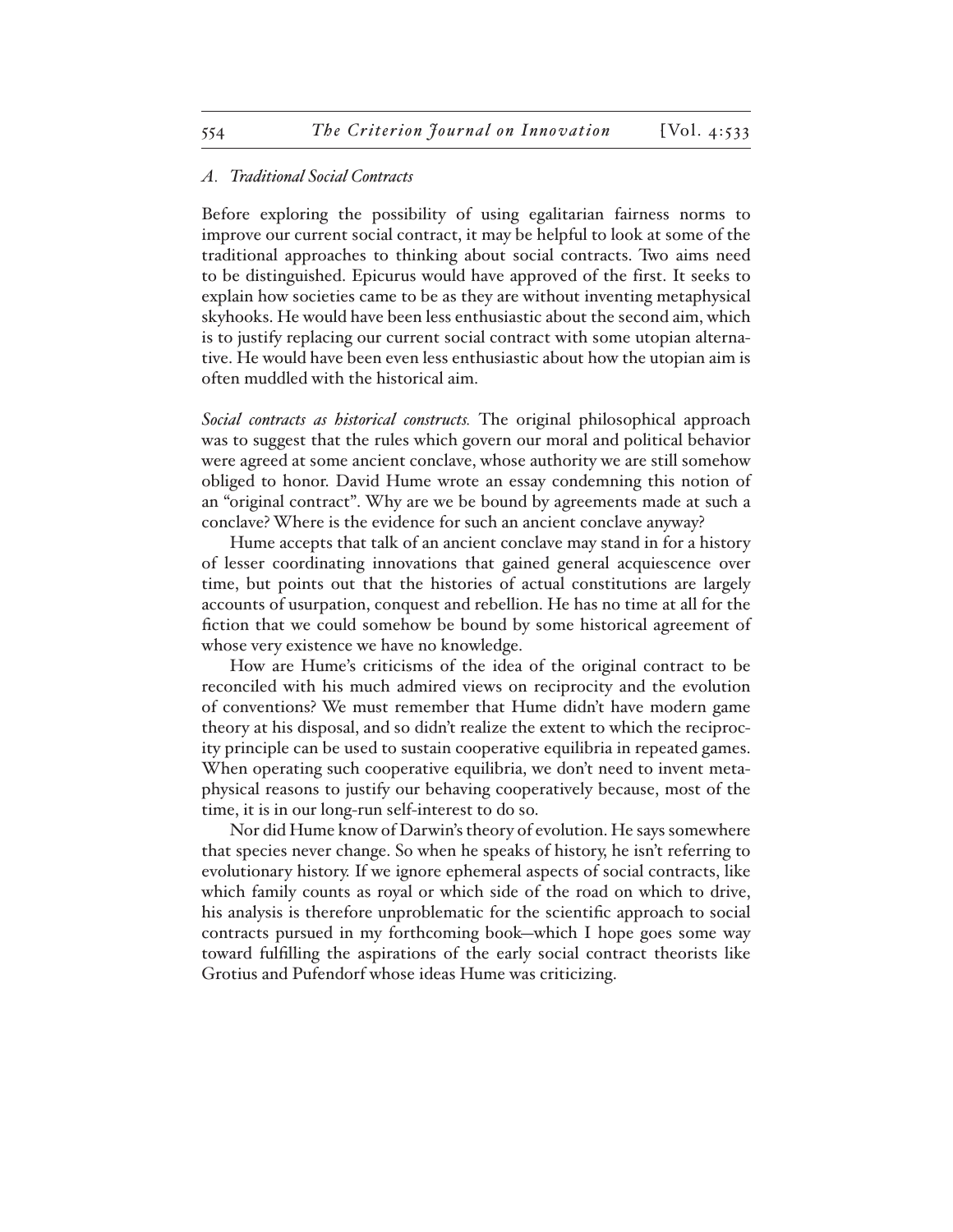### *A. Traditional Social Contracts*

Before exploring the possibility of using egalitarian fairness norms to improve our current social contract, it may be helpful to look at some of the traditional approaches to thinking about social contracts. Two aims need to be distinguished. Epicurus would have approved of the first. It seeks to explain how societies came to be as they are without inventing metaphysical skyhooks. He would have been less enthusiastic about the second aim, which is to justify replacing our current social contract with some utopian alternative. He would have been even less enthusiastic about how the utopian aim is often muddled with the historical aim.

*Social contracts as historical constructs.* The original philosophical approach was to suggest that the rules which govern our moral and political behavior were agreed at some ancient conclave, whose authority we are still somehow obliged to honor. David Hume wrote an essay condemning this notion of an "original contract". Why are we be bound by agreements made at such a conclave? Where is the evidence for such an ancient conclave anyway?

Hume accepts that talk of an ancient conclave may stand in for a history of lesser coordinating innovations that gained general acquiescence over time, but points out that the histories of actual constitutions are largely accounts of usurpation, conquest and rebellion. He has no time at all for the fiction that we could somehow be bound by some historical agreement of whose very existence we have no knowledge.

How are Hume's criticisms of the idea of the original contract to be reconciled with his much admired views on reciprocity and the evolution of conventions? We must remember that Hume didn't have modern game theory at his disposal, and so didn't realize the extent to which the reciprocity principle can be used to sustain cooperative equilibria in repeated games. When operating such cooperative equilibria, we don't need to invent metaphysical reasons to justify our behaving cooperatively because, most of the time, it is in our long-run self-interest to do so.

Nor did Hume know of Darwin's theory of evolution. He says somewhere that species never change. So when he speaks of history, he isn't referring to evolutionary history. If we ignore ephemeral aspects of social contracts, like which family counts as royal or which side of the road on which to drive, his analysis is therefore unproblematic for the scientific approach to social contracts pursued in my forthcoming book—which I hope goes some way toward fulfilling the aspirations of the early social contract theorists like Grotius and Pufendorf whose ideas Hume was criticizing.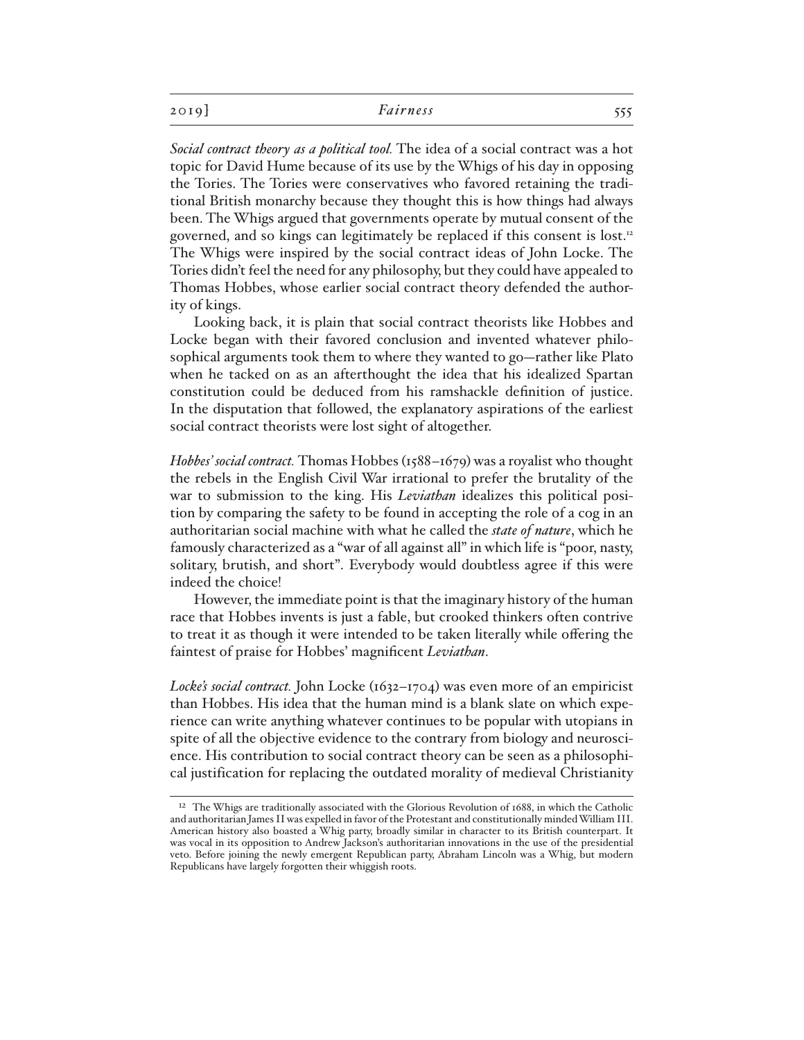*Social contract theory as a political tool.* The idea of a social contract was a hot topic for David Hume because of its use by the Whigs of his day in opposing the Tories. The Tories were conservatives who favored retaining the traditional British monarchy because they thought this is how things had always been. The Whigs argued that governments operate by mutual consent of the governed, and so kings can legitimately be replaced if this consent is lost.[12] The Whigs were inspired by the social contract ideas of John Locke. The Tories didn't feel the need for any philosophy, but they could have appealed to Thomas Hobbes, whose earlier social contract theory defended the authority of kings.

Looking back, it is plain that social contract theorists like Hobbes and Locke began with their favored conclusion and invented whatever philosophical arguments took them to where they wanted to go—rather like Plato when he tacked on as an afterthought the idea that his idealized Spartan constitution could be deduced from his ramshackle definition of justice. In the disputation that followed, the explanatory aspirations of the earliest social contract theorists were lost sight of altogether.

*Hobbes' social contract.* Thomas Hobbes (1588–1679) was a royalist who thought the rebels in the English Civil War irrational to prefer the brutality of the war to submission to the king. His *Leviathan* idealizes this political position by comparing the safety to be found in accepting the role of a cog in an authoritarian social machine with what he called the *state of nature*, which he famously characterized as a "war of all against all" in which life is "poor, nasty, solitary, brutish, and short". Everybody would doubtless agree if this were indeed the choice!

However, the immediate point is that the imaginary history of the human race that Hobbes invents is just a fable, but crooked thinkers often contrive to treat it as though it were intended to be taken literally while offering the faintest of praise for Hobbes' magnificent *Leviathan*.

*Locke's social contract.* John Locke (1632–1704) was even more of an empiricist than Hobbes. His idea that the human mind is a blank slate on which experience can write anything whatever continues to be popular with utopians in spite of all the objective evidence to the contrary from biology and neuroscience. His contribution to social contract theory can be seen as a philosophical justification for replacing the outdated morality of medieval Christianity

[12] The Whigs are traditionally associated with the Glorious Revolution of 1688, in which the Catholic and authoritarian James II was expelled in favor of the Protestant and constitutionally minded William III. American history also boasted a Whig party, broadly similar in character to its British counterpart. It was vocal in its opposition to Andrew Jackson's authoritarian innovations in the use of the presidential veto. Before joining the newly emergent Republican party, Abraham Lincoln was a Whig, but modern Republicans have largely forgotten their whiggish roots.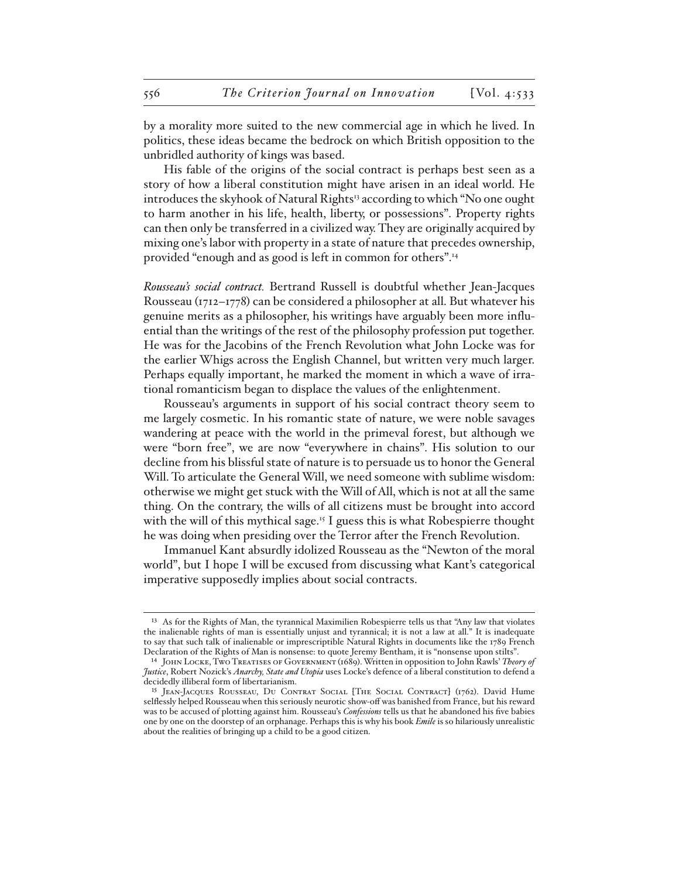by a morality more suited to the new commercial age in which he lived. In politics, these ideas became the bedrock on which British opposition to the unbridled authority of kings was based.

His fable of the origins of the social contract is perhaps best seen as a story of how a liberal constitution might have arisen in an ideal world. He introduces the skyhook of Natural Rights[13] according to which "No one ought to harm another in his life, health, liberty, or possessions". Property rights can then only be transferred in a civilized way. They are originally acquired by mixing one's labor with property in a state of nature that precedes ownership, provided "enough and as good is left in common for others".[14]

*Rousseau's social contract.* Bertrand Russell is doubtful whether Jean-Jacques Rousseau (1712–1778) can be considered a philosopher at all. But whatever his genuine merits as a philosopher, his writings have arguably been more influential than the writings of the rest of the philosophy profession put together. He was for the Jacobins of the French Revolution what John Locke was for the earlier Whigs across the English Channel, but written very much larger. Perhaps equally important, he marked the moment in which a wave of irrational romanticism began to displace the values of the enlightenment.

Rousseau's arguments in support of his social contract theory seem to me largely cosmetic. In his romantic state of nature, we were noble savages wandering at peace with the world in the primeval forest, but although we were "born free", we are now "everywhere in chains". His solution to our decline from his blissful state of nature is to persuade us to honor the General Will. To articulate the General Will, we need someone with sublime wisdom: otherwise we might get stuck with the Will of All, which is not at all the same thing. On the contrary, the wills of all citizens must be brought into accord with the will of this mythical sage.[15] I guess this is what Robespierre thought he was doing when presiding over the Terror after the French Revolution.

Immanuel Kant absurdly idolized Rousseau as the "Newton of the moral world", but I hope I will be excused from discussing what Kant's categorical imperative supposedly implies about social contracts.

---

[13] As for the Rights of Man, the tyrannical Maximilien Robespierre tells us that "Any law that violates the inalienable rights of man is essentially unjust and tyrannical; it is not a law at all." It is inadequate to say that such talk of inalienable or imprescriptible Natural Rights in documents like the 1789 French Declaration of the Rights of Man is nonsense: to quote Jeremy Bentham, it is "nonsense upon stilts".

[14] John Locke, Two Treatises of Government (1689). Written in opposition to John Rawls' *Theory of Justice*, Robert Nozick's *Anarchy, State and Utopia* uses Locke's defence of a liberal constitution to defend a decidedly illiberal form of libertarianism.

[15] Jean-Jacques Rousseau, Du Contrat Social [The Social Contract] (1762). David Hume selflessly helped Rousseau when this seriously neurotic show-off was banished from France, but his reward was to be accused of plotting against him. Rousseau's *Confessions* tells us that he abandoned his five babies one by one on the doorstep of an orphanage. Perhaps this is why his book *Emile* is so hilariously unrealistic about the realities of bringing up a child to be a good citizen.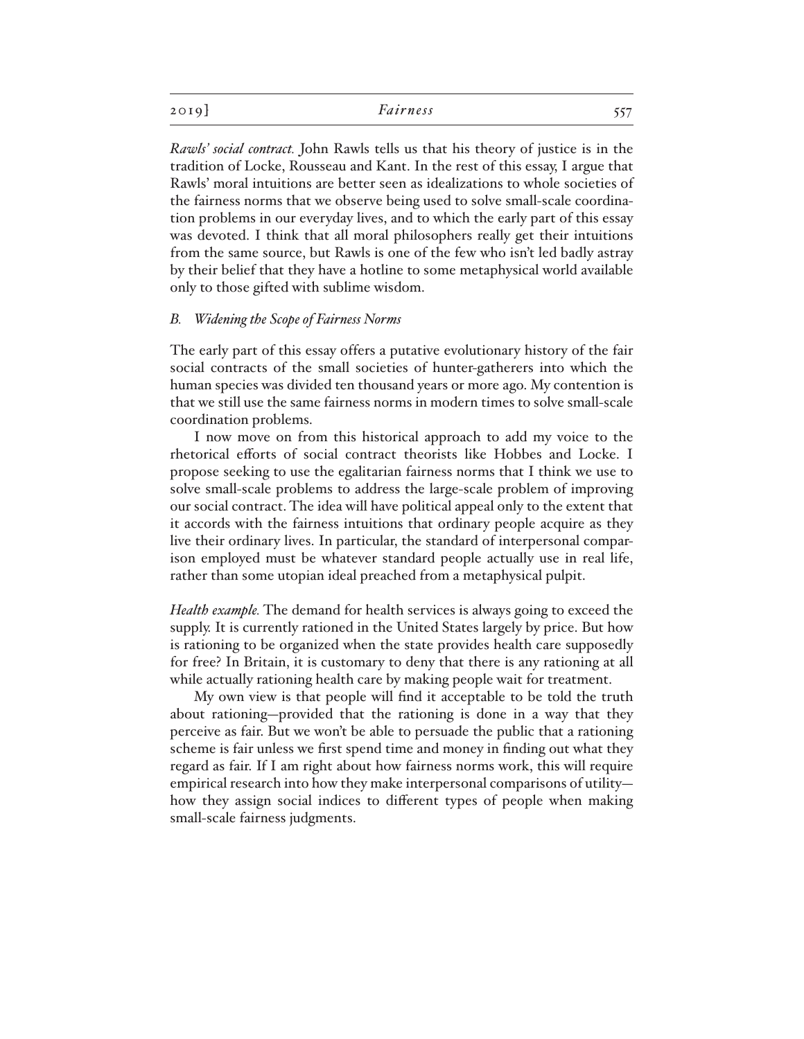*Rawls' social contract.* John Rawls tells us that his theory of justice is in the tradition of Locke, Rousseau and Kant. In the rest of this essay, I argue that Rawls' moral intuitions are better seen as idealizations to whole societies of the fairness norms that we observe being used to solve small-scale coordination problems in our everyday lives, and to which the early part of this essay was devoted. I think that all moral philosophers really get their intuitions from the same source, but Rawls is one of the few who isn't led badly astray by their belief that they have a hotline to some metaphysical world available only to those gifted with sublime wisdom.

### *B. Widening the Scope of Fairness Norms*

The early part of this essay offers a putative evolutionary history of the fair social contracts of the small societies of hunter-gatherers into which the human species was divided ten thousand years or more ago. My contention is that we still use the same fairness norms in modern times to solve small-scale coordination problems.

I now move on from this historical approach to add my voice to the rhetorical efforts of social contract theorists like Hobbes and Locke. I propose seeking to use the egalitarian fairness norms that I think we use to solve small-scale problems to address the large-scale problem of improving our social contract. The idea will have political appeal only to the extent that it accords with the fairness intuitions that ordinary people acquire as they live their ordinary lives. In particular, the standard of interpersonal comparison employed must be whatever standard people actually use in real life, rather than some utopian ideal preached from a metaphysical pulpit.

*Health example.* The demand for health services is always going to exceed the supply. It is currently rationed in the United States largely by price. But how is rationing to be organized when the state provides health care supposedly for free? In Britain, it is customary to deny that there is any rationing at all while actually rationing health care by making people wait for treatment.

My own view is that people will find it acceptable to be told the truth about rationing—provided that the rationing is done in a way that they perceive as fair. But we won't be able to persuade the public that a rationing scheme is fair unless we first spend time and money in finding out what they regard as fair. If I am right about how fairness norms work, this will require empirical research into how they make interpersonal comparisons of utility—how they assign social indices to different types of people when making small-scale fairness judgments.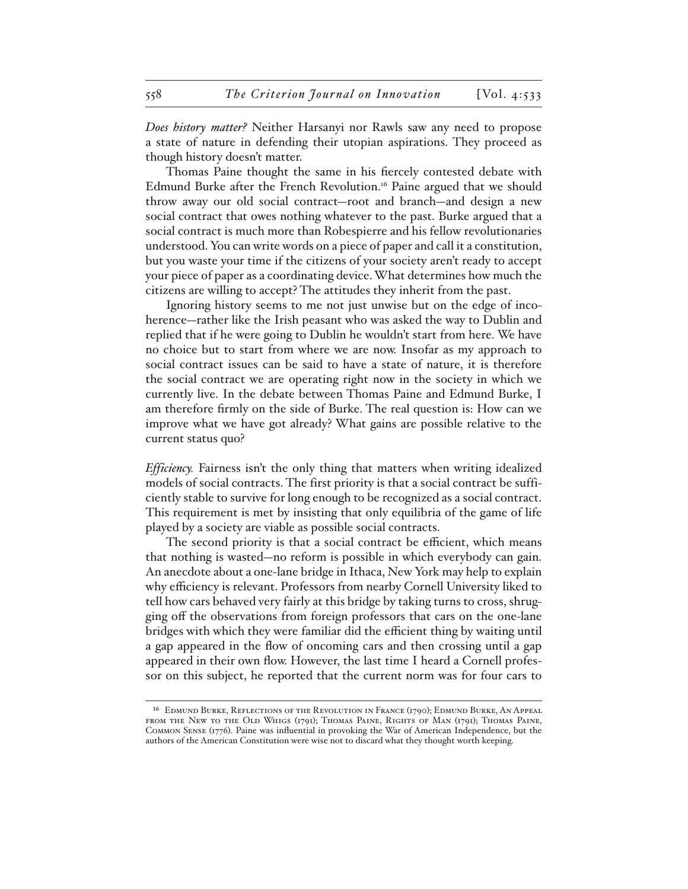*Does history matter?* Neither Harsanyi nor Rawls saw any need to propose a state of nature in defending their utopian aspirations. They proceed as though history doesn't matter.

Thomas Paine thought the same in his fiercely contested debate with Edmund Burke after the French Revolution.[16] Paine argued that we should throw away our old social contract—root and branch—and design a new social contract that owes nothing whatever to the past. Burke argued that a social contract is much more than Robespierre and his fellow revolutionaries understood. You can write words on a piece of paper and call it a constitution, but you waste your time if the citizens of your society aren't ready to accept your piece of paper as a coordinating device. What determines how much the citizens are willing to accept? The attitudes they inherit from the past.

Ignoring history seems to me not just unwise but on the edge of incoherence—rather like the Irish peasant who was asked the way to Dublin and replied that if he were going to Dublin he wouldn't start from here. We have no choice but to start from where we are now. Insofar as my approach to social contract issues can be said to have a state of nature, it is therefore the social contract we are operating right now in the society in which we currently live. In the debate between Thomas Paine and Edmund Burke, I am therefore firmly on the side of Burke. The real question is: How can we improve what we have got already? What gains are possible relative to the current status quo?

*Efficiency.* Fairness isn't the only thing that matters when writing idealized models of social contracts. The first priority is that a social contract be sufficiently stable to survive for long enough to be recognized as a social contract. This requirement is met by insisting that only equilibria of the game of life played by a society are viable as possible social contracts.

The second priority is that a social contract be efficient, which means that nothing is wasted—no reform is possible in which everybody can gain. An anecdote about a one-lane bridge in Ithaca, New York may help to explain why efficiency is relevant. Professors from nearby Cornell University liked to tell how cars behaved very fairly at this bridge by taking turns to cross, shrugging off the observations from foreign professors that cars on the one-lane bridges with which they were familiar did the efficient thing by waiting until a gap appeared in the flow of oncoming cars and then crossing until a gap appeared in their own flow. However, the last time I heard a Cornell professor on this subject, he reported that the current norm was for four cars to

[16] Edmund Burke, Reflections on the Revolution in France (1790); Edmund Burke, An Appeal from the New to the Old Whigs (1791); Thomas Paine, Rights of Man (1791); Thomas Paine, Common Sense (1776). Paine was influential in provoking the War of American Independence, but the authors of the American Constitution were wise not to discard what they thought worth keeping.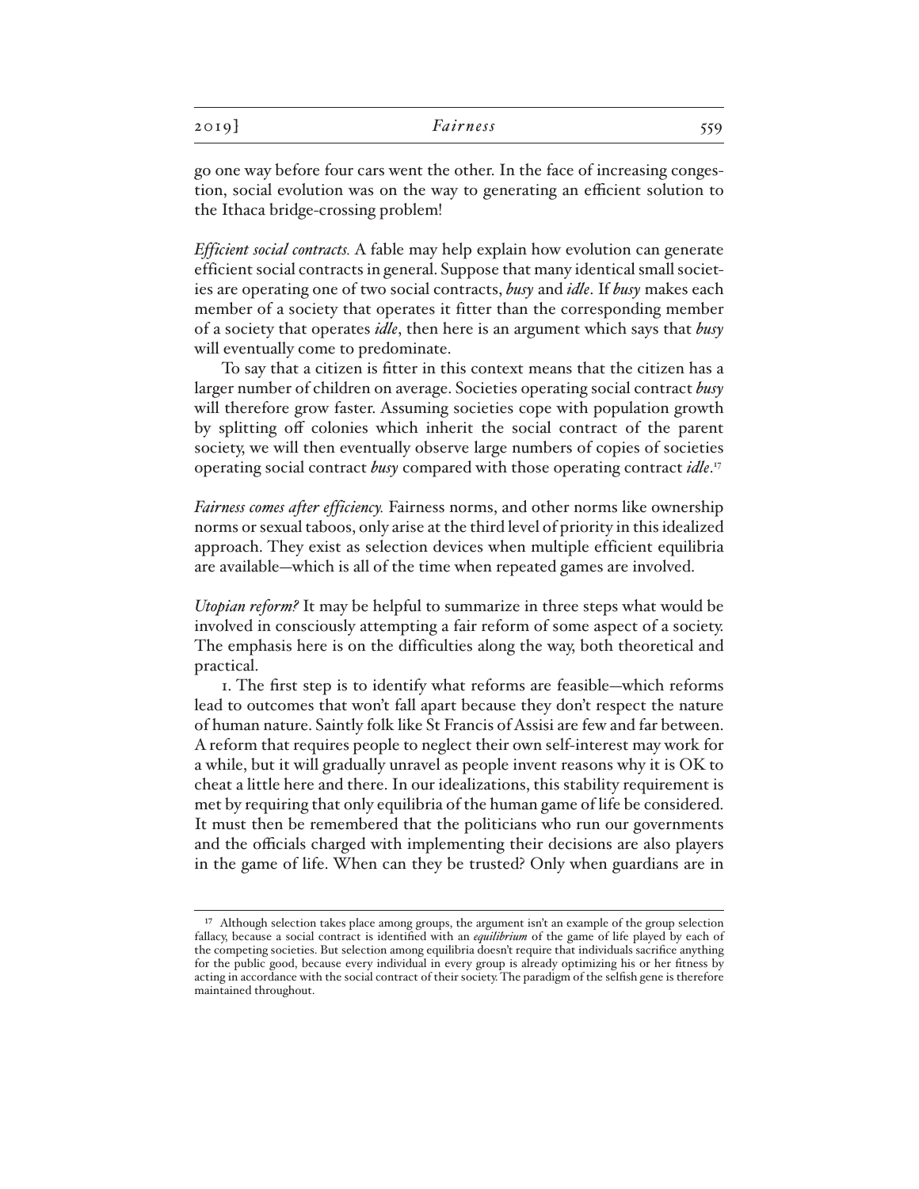go one way before four cars went the other. In the face of increasing congestion, social evolution was on the way to generating an efficient solution to the Ithaca bridge-crossing problem!

*Efficient social contracts.* A fable may help explain how evolution can generate efficient social contracts in general. Suppose that many identical small societies are operating one of two social contracts, *busy* and *idle*. If *busy* makes each member of a society that operates it fitter than the corresponding member of a society that operates *idle*, then here is an argument which says that *busy* will eventually come to predominate.

To say that a citizen is fitter in this context means that the citizen has a larger number of children on average. Societies operating social contract *busy* will therefore grow faster. Assuming societies cope with population growth by splitting off colonies which inherit the social contract of the parent society, we will then eventually observe large numbers of copies of societies operating social contract *busy* compared with those operating contract *idle*.[17]

*Fairness comes after efficiency.* Fairness norms, and other norms like ownership norms or sexual taboos, only arise at the third level of priority in this idealized approach. They exist as selection devices when multiple efficient equilibria are available—which is all of the time when repeated games are involved.

*Utopian reform?* It may be helpful to summarize in three steps what would be involved in consciously attempting a fair reform of some aspect of a society. The emphasis here is on the difficulties along the way, both theoretical and practical.

1. The first step is to identify what reforms are feasible—which reforms lead to outcomes that won't fall apart because they don't respect the nature of human nature. Saintly folk like St Francis of Assisi are few and far between. A reform that requires people to neglect their own self-interest may work for a while, but it will gradually unravel as people invent reasons why it is OK to cheat a little here and there. In our idealizations, this stability requirement is met by requiring that only equilibria of the human game of life be considered. It must then be remembered that the politicians who run our governments and the officials charged with implementing their decisions are also players in the game of life. When can they be trusted? Only when guardians are in

[17] Although selection takes place among groups, the argument isn't an example of the group selection fallacy, because a social contract is identified with an *equilibrium* of the game of life played by each of the competing societies. But selection among equilibria doesn't require that individuals sacrifice anything for the public good, because every individual in every group is already optimizing his or her fitness by acting in accordance with the social contract of their society. The paradigm of the selfish gene is therefore maintained throughout.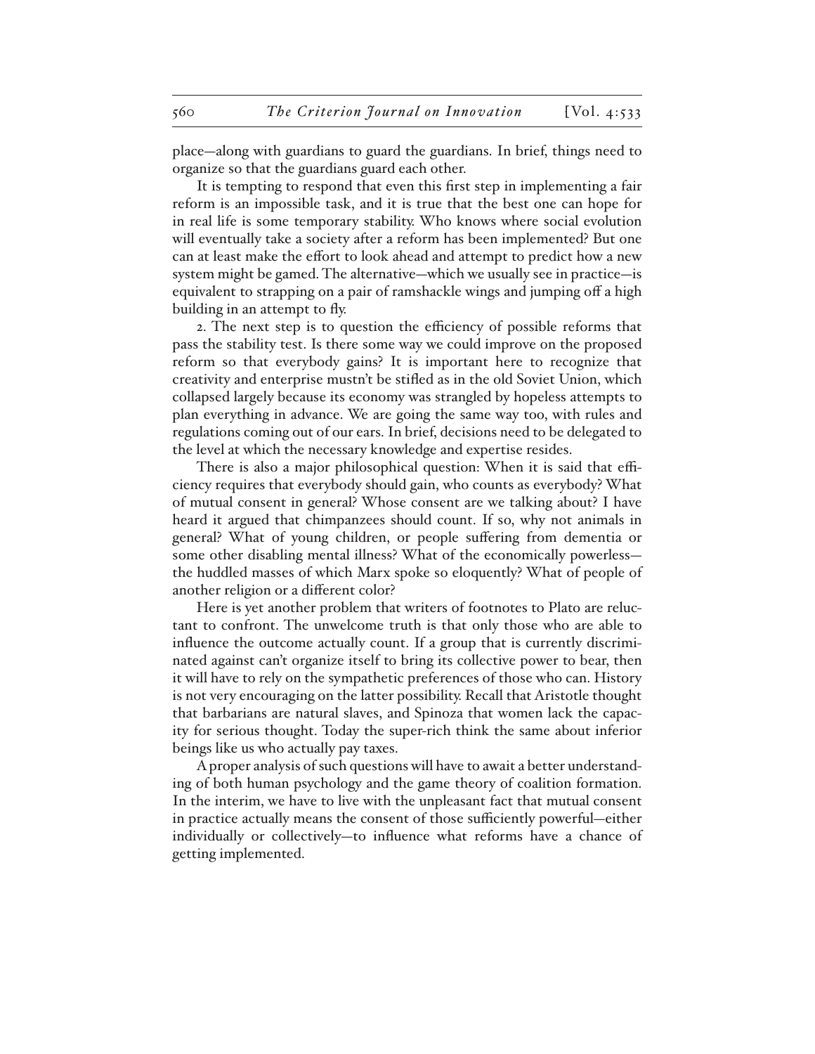place—along with guardians to guard the guardians. In brief, things need to organize so that the guardians guard each other.

It is tempting to respond that even this first step in implementing a fair reform is an impossible task, and it is true that the best one can hope for in real life is some temporary stability. Who knows where social evolution will eventually take a society after a reform has been implemented? But one can at least make the effort to look ahead and attempt to predict how a new system might be gamed. The alternative—which we usually see in practice—is equivalent to strapping on a pair of ramshackle wings and jumping off a high building in an attempt to fly.

2. The next step is to question the efficiency of possible reforms that pass the stability test. Is there some way we could improve on the proposed reform so that everybody gains? It is important here to recognize that creativity and enterprise mustn't be stifled as in the old Soviet Union, which collapsed largely because its economy was strangled by hopeless attempts to plan everything in advance. We are going the same way too, with rules and regulations coming out of our ears. In brief, decisions need to be delegated to the level at which the necessary knowledge and expertise resides.

There is also a major philosophical question: When it is said that efficiency requires that everybody should gain, who counts as everybody? What of mutual consent in general? Whose consent are we talking about? I have heard it argued that chimpanzees should count. If so, why not animals in general? What of young children, or people suffering from dementia or some other disabling mental illness? What of the economically powerless—the huddled masses of which Marx spoke so eloquently? What of people of another religion or a different color?

Here is yet another problem that writers of footnotes to Plato are reluctant to confront. The unwelcome truth is that only those who are able to influence the outcome actually count. If a group that is currently discriminated against can't organize itself to bring its collective power to bear, then it will have to rely on the sympathetic preferences of those who can. History is not very encouraging on the latter possibility. Recall that Aristotle thought that barbarians are natural slaves, and Spinoza that women lack the capacity for serious thought. Today the super-rich think the same about inferior beings like us who actually pay taxes.

A proper analysis of such questions will have to await a better understanding of both human psychology and the game theory of coalition formation. In the interim, we have to live with the unpleasant fact that mutual consent in practice actually means the consent of those sufficiently powerful—either individually or collectively—to influence what reforms have a chance of getting implemented.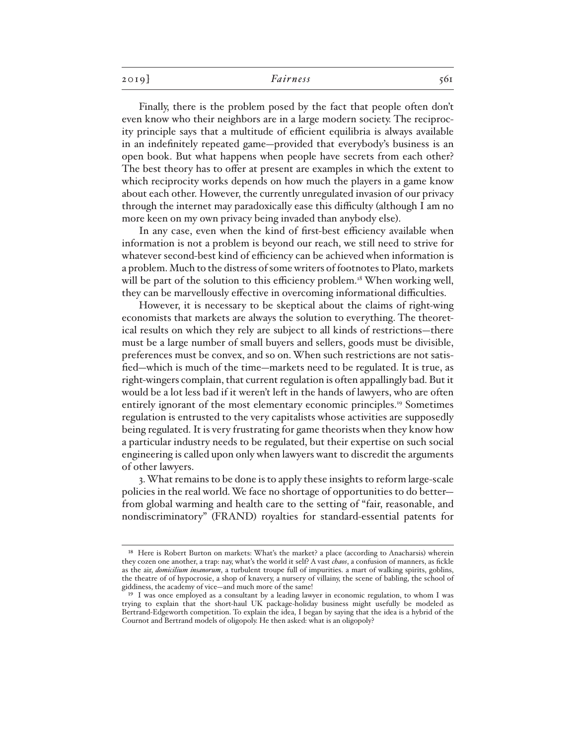Finally, there is the problem posed by the fact that people often don't even know who their neighbors are in a large modern society. The reciprocity principle says that a multitude of efficient equilibria is always available in an indefinitely repeated game—provided that everybody's business is an open book. But what happens when people have secrets from each other? The best theory has to offer at present are examples in which the extent to which reciprocity works depends on how much the players in a game know about each other. However, the currently unregulated invasion of our privacy through the internet may paradoxically ease this difficulty (although I am no more keen on my own privacy being invaded than anybody else).

In any case, even when the kind of first-best efficiency available when information is not a problem is beyond our reach, we still need to strive for whatever second-best kind of efficiency can be achieved when information is a problem. Much to the distress of some writers of footnotes to Plato, markets will be part of the solution to this efficiency problem.[18] When working well, they can be marvellously effective in overcoming informational difficulties.

However, it is necessary to be skeptical about the claims of right-wing economists that markets are always the solution to everything. The theoretical results on which they rely are subject to all kinds of restrictions—there must be a large number of small buyers and sellers, goods must be divisible, preferences must be convex, and so on. When such restrictions are not satisfied—which is much of the time—markets need to be regulated. It is true, as right-wingers complain, that current regulation is often appallingly bad. But it would be a lot less bad if it weren't left in the hands of lawyers, who are often entirely ignorant of the most elementary economic principles.[19] Sometimes regulation is entrusted to the very capitalists whose activities are supposedly being regulated. It is very frustrating for game theorists when they know how a particular industry needs to be regulated, but their expertise on such social engineering is called upon only when lawyers want to discredit the arguments of other lawyers.

3. What remains to be done is to apply these insights to reform large-scale policies in the real world. We face no shortage of opportunities to do better—from global warming and health care to the setting of "fair, reasonable, and nondiscriminatory" (FRAND) royalties for standard-essential patents for

---

[18] Here is Robert Burton on markets: What's the market? a place (according to Anacharsis) wherein they cozen one another, a trap: nay, what's the world it self? A vast *chaos*, a confusion of manners, as fickle as the air, *domicilium insanorum*, a turbulent troupe full of impurities. a mart of walking spirits, goblins, the theatre of of hypocrosie, a shop of knavery, a nursery of villainy, the scene of babling, the school of giddiness, the academy of vice—and much more of the same!

[19] I was once employed as a consultant by a leading lawyer in economic regulation, to whom I was trying to explain that the short-haul UK package-holiday business might usefully be modeled as Bertrand-Edgeworth competition. To explain the idea, I began by saying that the idea is a hybrid of the Cournot and Bertrand models of oligopoly. He then asked: what is an oligopoly?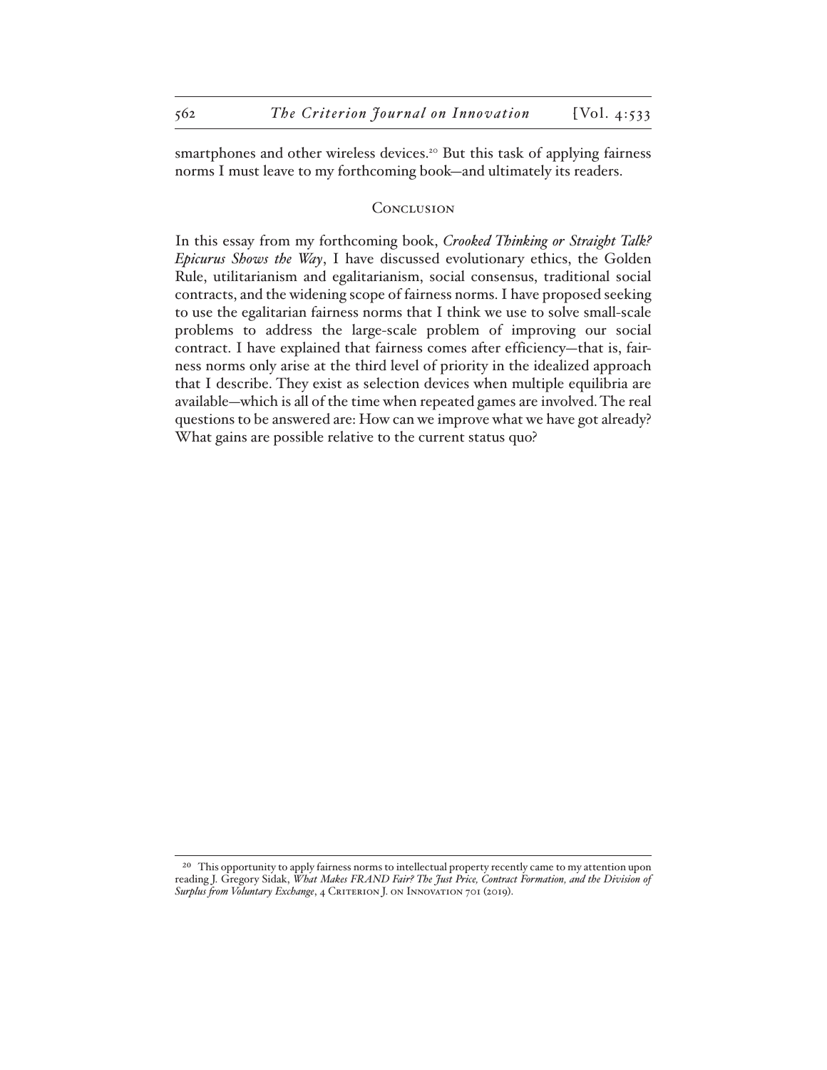smartphones and other wireless devices.[20] But this task of applying fairness norms I must leave to my forthcoming book—and ultimately its readers.

## Conclusion

In this essay from my forthcoming book, *Crooked Thinking or Straight Talk? Epicurus Shows the Way*, I have discussed evolutionary ethics, the Golden Rule, utilitarianism and egalitarianism, social consensus, traditional social contracts, and the widening scope of fairness norms. I have proposed seeking to use the egalitarian fairness norms that I think we use to solve small-scale problems to address the large-scale problem of improving our social contract. I have explained that fairness comes after efficiency—that is, fairness norms only arise at the third level of priority in the idealized approach that I describe. They exist as selection devices when multiple equilibria are available—which is all of the time when repeated games are involved. The real questions to be answered are: How can we improve what we have got already? What gains are possible relative to the current status quo?

[20] This opportunity to apply fairness norms to intellectual property recently came to my attention upon reading J. Gregory Sidak, *What Makes FRAND Fair? The Just Price, Contract Formation, and the Division of Surplus from Voluntary Exchange*, 4 Criterion J. on Innovation 701 (2019).